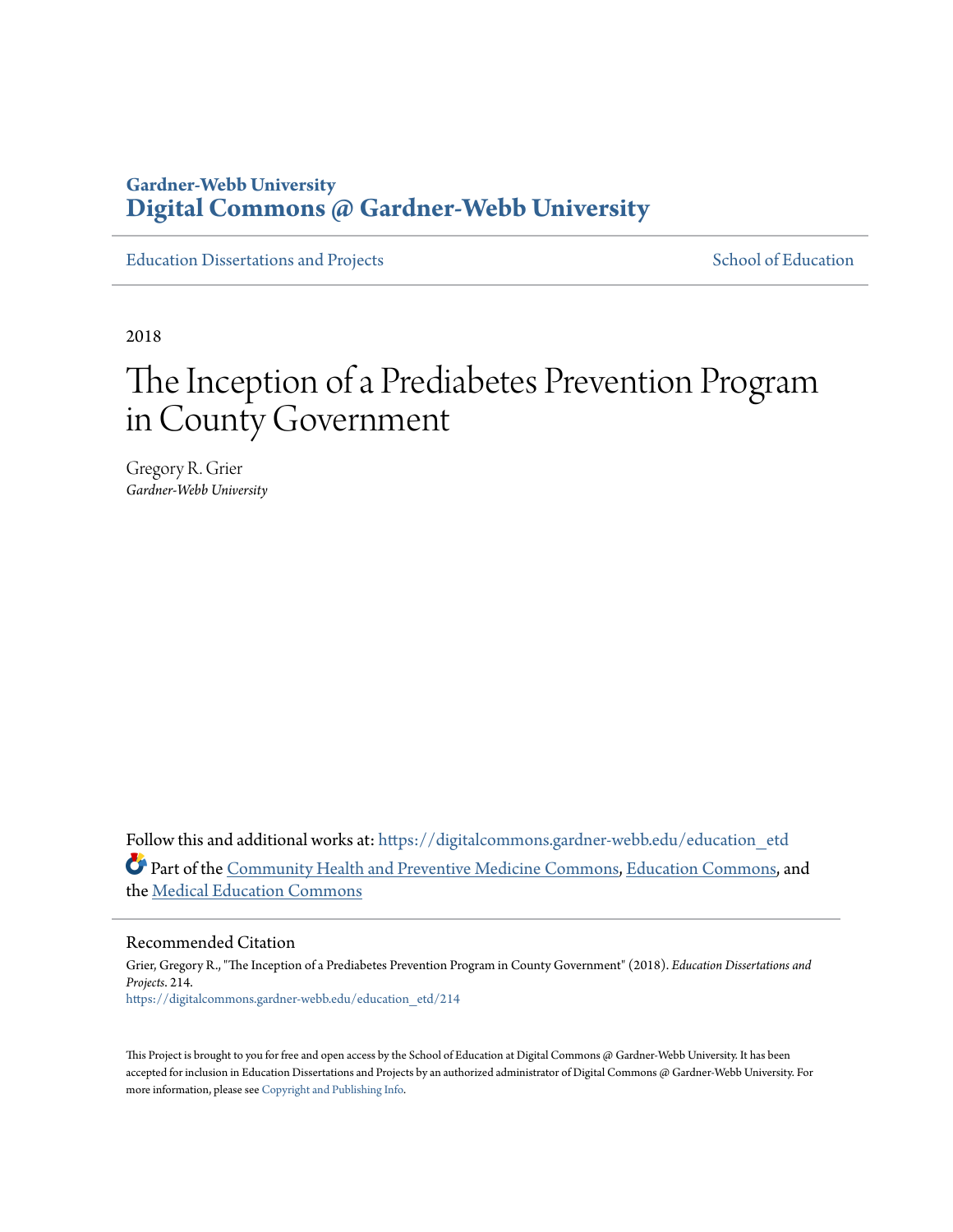Gardner-Webb University
**Digital Commons @ Gardner-Webb University**

Education Dissertations and Projects — School of Education

2018

# The Inception of a Prediabetes Prevention Program in County Government

Gregory R. Grier
*Gardner-Webb University*

Follow this and additional works at: https://digitalcommons.gardner-webb.edu/education_etd

Part of the Community Health and Preventive Medicine Commons, Education Commons, and the Medical Education Commons

## Recommended Citation

Grier, Gregory R., "The Inception of a Prediabetes Prevention Program in County Government" (2018). *Education Dissertations and Projects*. 214.
https://digitalcommons.gardner-webb.edu/education_etd/214

This Project is brought to you for free and open access by the School of Education at Digital Commons @ Gardner-Webb University. It has been accepted for inclusion in Education Dissertations and Projects by an authorized administrator of Digital Commons @ Gardner-Webb University. For more information, please see Copyright and Publishing Info.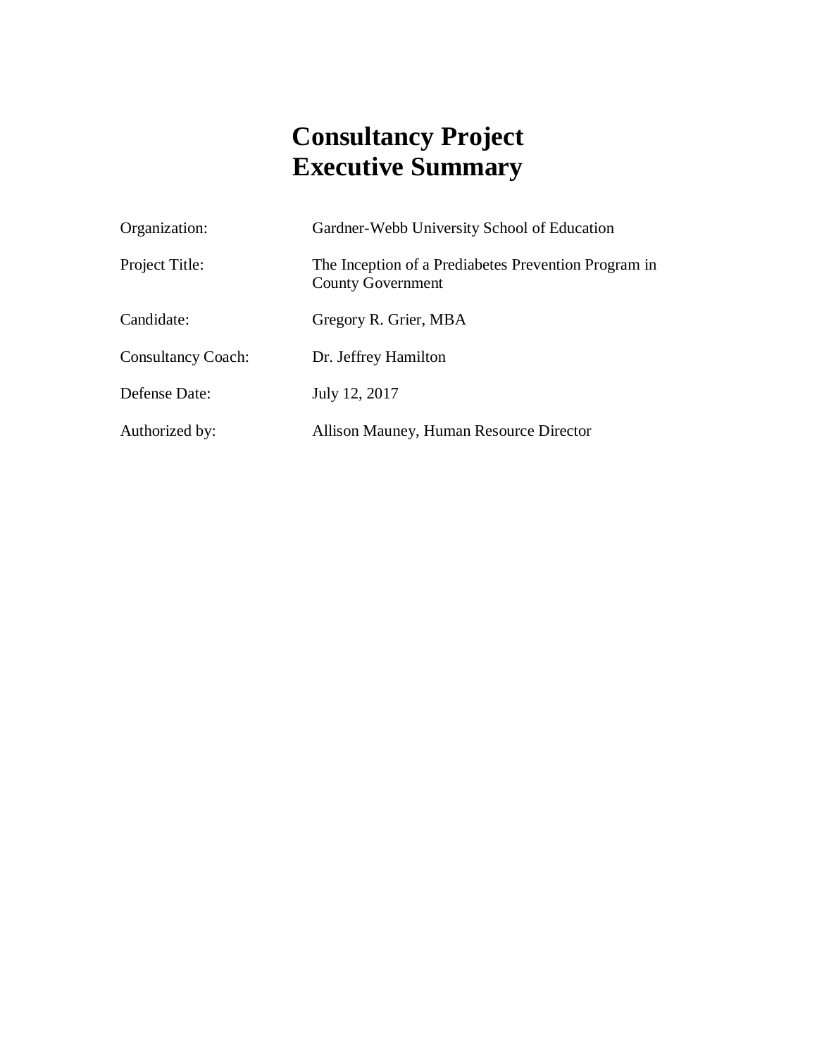# Consultancy Project
# Executive Summary

| | |
|---|---|
| Organization: | Gardner-Webb University School of Education |
| Project Title: | The Inception of a Prediabetes Prevention Program in County Government |
| Candidate: | Gregory R. Grier, MBA |
| Consultancy Coach: | Dr. Jeffrey Hamilton |
| Defense Date: | July 12, 2017 |
| Authorized by: | Allison Mauney, Human Resource Director |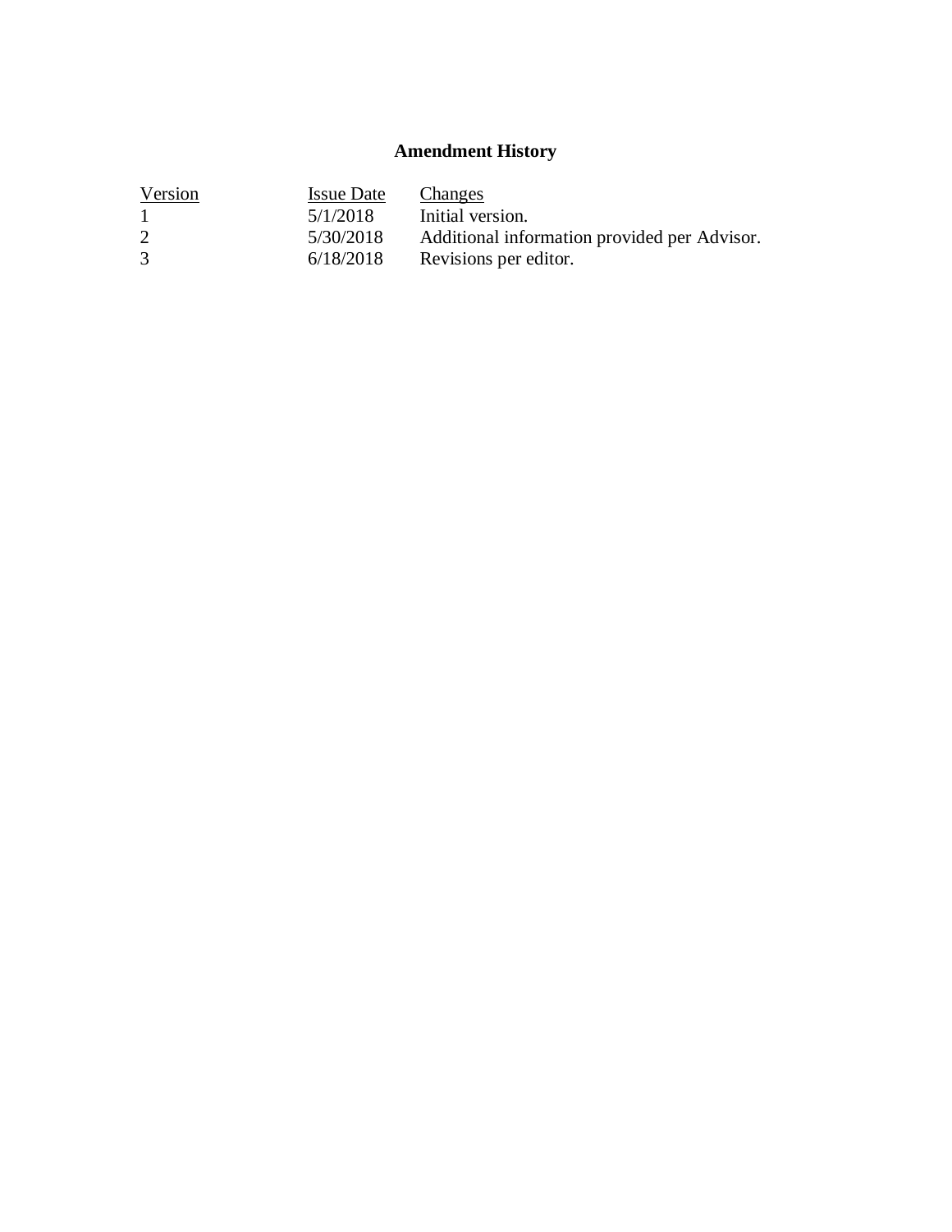# Amendment History

| Version | Issue Date | Changes |
| --- | --- | --- |
| 1 | 5/1/2018 | Initial version. |
| 2 | 5/30/2018 | Additional information provided per Advisor. |
| 3 | 6/18/2018 | Revisions per editor. |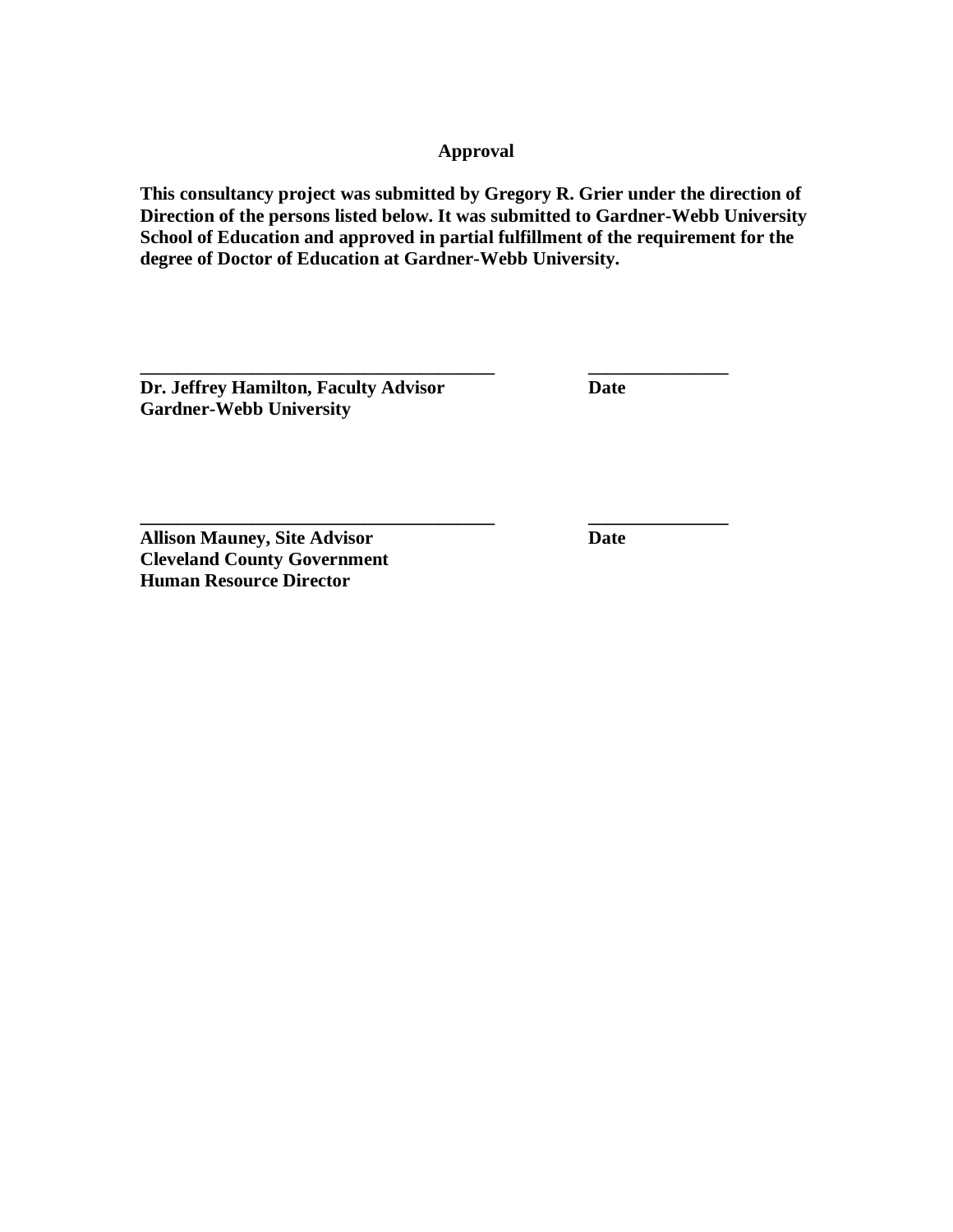# Approval

**This consultancy project was submitted by Gregory R. Grier under the direction of Direction of the persons listed below. It was submitted to Gardner-Webb University School of Education and approved in partial fulfillment of the requirement for the degree of Doctor of Education at Gardner-Webb University.**

**______________________________________ _______________**

**Dr. Jeffrey Hamilton, Faculty Advisor Date**
**Gardner-Webb University**

**______________________________________ _______________**

**Allison Mauney, Site Advisor Date**
**Cleveland County Government**
**Human Resource Director**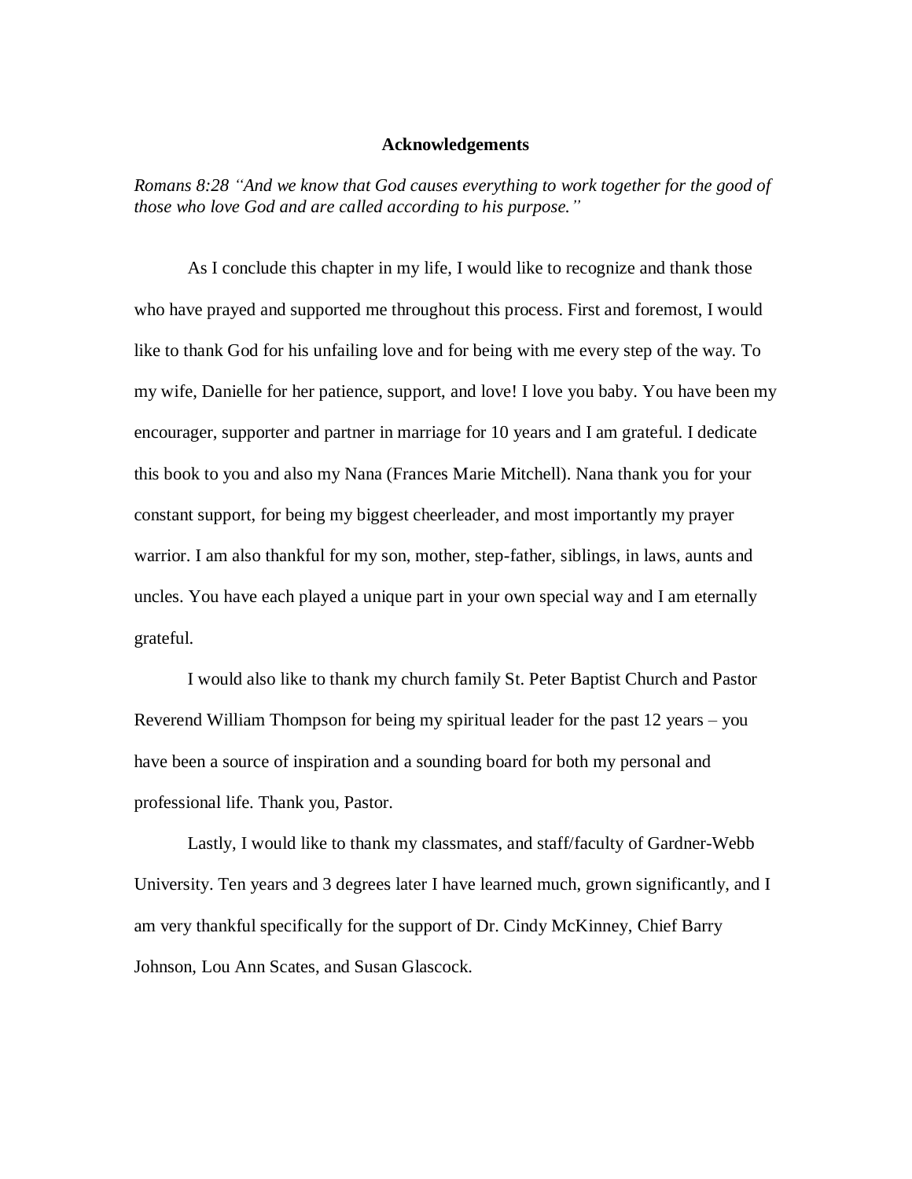# Acknowledgements

*Romans 8:28 "And we know that God causes everything to work together for the good of those who love God and are called according to his purpose."*

As I conclude this chapter in my life, I would like to recognize and thank those who have prayed and supported me throughout this process. First and foremost, I would like to thank God for his unfailing love and for being with me every step of the way. To my wife, Danielle for her patience, support, and love! I love you baby. You have been my encourager, supporter and partner in marriage for 10 years and I am grateful. I dedicate this book to you and also my Nana (Frances Marie Mitchell). Nana thank you for your constant support, for being my biggest cheerleader, and most importantly my prayer warrior. I am also thankful for my son, mother, step-father, siblings, in laws, aunts and uncles. You have each played a unique part in your own special way and I am eternally grateful.

I would also like to thank my church family St. Peter Baptist Church and Pastor Reverend William Thompson for being my spiritual leader for the past 12 years – you have been a source of inspiration and a sounding board for both my personal and professional life. Thank you, Pastor.

Lastly, I would like to thank my classmates, and staff/faculty of Gardner-Webb University. Ten years and 3 degrees later I have learned much, grown significantly, and I am very thankful specifically for the support of Dr. Cindy McKinney, Chief Barry Johnson, Lou Ann Scates, and Susan Glascock.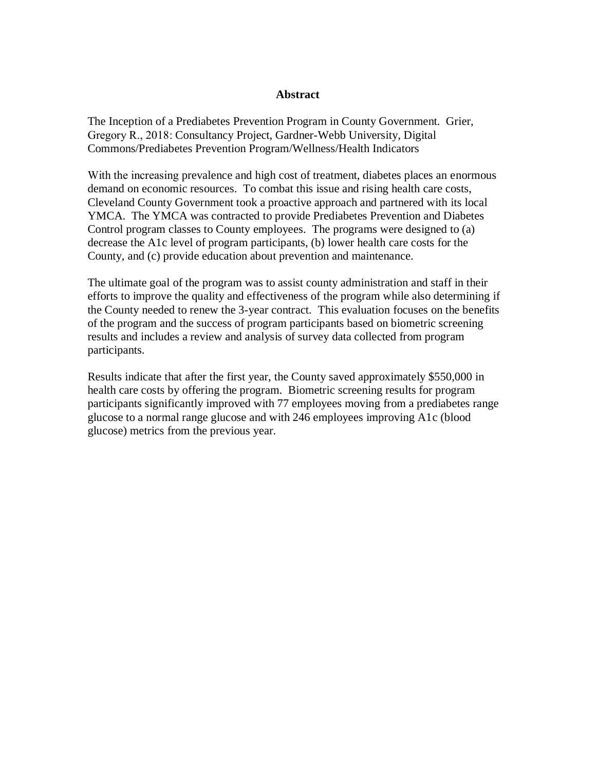# Abstract

The Inception of a Prediabetes Prevention Program in County Government. Grier, Gregory R., 2018: Consultancy Project, Gardner-Webb University, Digital Commons/Prediabetes Prevention Program/Wellness/Health Indicators

With the increasing prevalence and high cost of treatment, diabetes places an enormous demand on economic resources. To combat this issue and rising health care costs, Cleveland County Government took a proactive approach and partnered with its local YMCA. The YMCA was contracted to provide Prediabetes Prevention and Diabetes Control program classes to County employees. The programs were designed to (a) decrease the A1c level of program participants, (b) lower health care costs for the County, and (c) provide education about prevention and maintenance.

The ultimate goal of the program was to assist county administration and staff in their efforts to improve the quality and effectiveness of the program while also determining if the County needed to renew the 3-year contract. This evaluation focuses on the benefits of the program and the success of program participants based on biometric screening results and includes a review and analysis of survey data collected from program participants.

Results indicate that after the first year, the County saved approximately $550,000 in health care costs by offering the program. Biometric screening results for program participants significantly improved with 77 employees moving from a prediabetes range glucose to a normal range glucose and with 246 employees improving A1c (blood glucose) metrics from the previous year.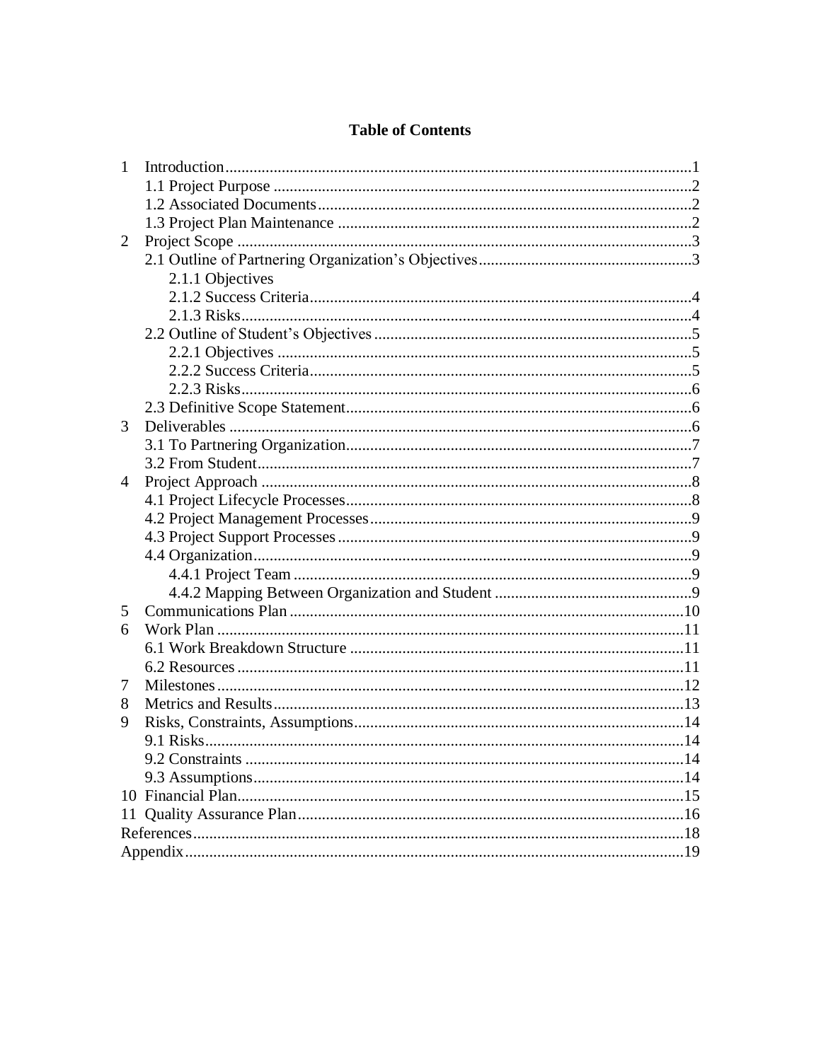# Table of Contents

1 Introduction....................................................................................................1
   1.1 Project Purpose ........................................................................................2
   1.2 Associated Documents.............................................................................2
   1.3 Project Plan Maintenance ........................................................................2
2 Project Scope ..................................................................................................3
   2.1 Outline of Partnering Organization's Objectives.....................................3
      2.1.1 Objectives
      2.1.2 Success Criteria...................................................................................4
      2.1.3 Risks....................................................................................................4
   2.2 Outline of Student's Objectives ...............................................................5
      2.2.1 Objectives ...........................................................................................5
      2.2.2 Success Criteria...................................................................................5
      2.2.3 Risks....................................................................................................6
   2.3 Definitive Scope Statement......................................................................6
3 Deliverables ....................................................................................................6
   3.1 To Partnering Organization......................................................................7
   3.2 From Student.............................................................................................7
4 Project Approach .............................................................................................8
   4.1 Project Lifecycle Processes.......................................................................8
   4.2 Project Management Processes.................................................................9
   4.3 Project Support Processes.........................................................................9
   4.4 Organization..............................................................................................9
      4.4.1 Project Team .......................................................................................9
      4.4.2 Mapping Between Organization and Student .....................................9
5 Communications Plan ....................................................................................10
6 Work Plan .......................................................................................................11
   6.1 Work Breakdown Structure .....................................................................11
   6.2 Resources.................................................................................................11
7 Milestones.......................................................................................................12
8 Metrics and Results.........................................................................................13
9 Risks, Constraints, Assumptions....................................................................14
   9.1 Risks........................................................................................................14
   9.2 Constraints ..............................................................................................14
   9.3 Assumptions............................................................................................14
10 Financial Plan................................................................................................15
11 Quality Assurance Plan..................................................................................16
References...........................................................................................................18
Appendix.............................................................................................................19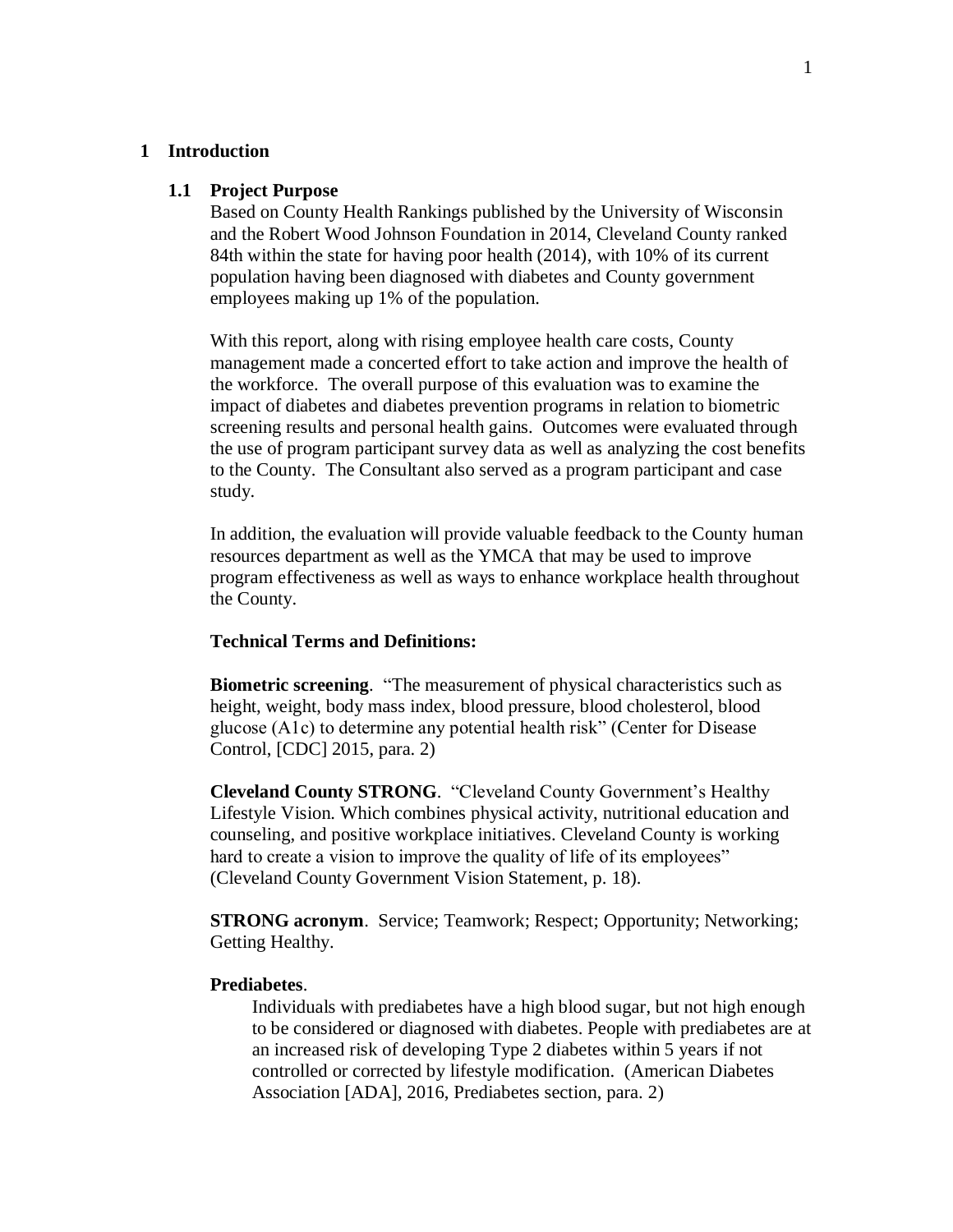# 1 Introduction

## 1.1 Project Purpose

Based on County Health Rankings published by the University of Wisconsin and the Robert Wood Johnson Foundation in 2014, Cleveland County ranked 84th within the state for having poor health (2014), with 10% of its current population having been diagnosed with diabetes and County government employees making up 1% of the population.

With this report, along with rising employee health care costs, County management made a concerted effort to take action and improve the health of the workforce. The overall purpose of this evaluation was to examine the impact of diabetes and diabetes prevention programs in relation to biometric screening results and personal health gains. Outcomes were evaluated through the use of program participant survey data as well as analyzing the cost benefits to the County. The Consultant also served as a program participant and case study.

In addition, the evaluation will provide valuable feedback to the County human resources department as well as the YMCA that may be used to improve program effectiveness as well as ways to enhance workplace health throughout the County.

**Technical Terms and Definitions:**

**Biometric screening**. "The measurement of physical characteristics such as height, weight, body mass index, blood pressure, blood cholesterol, blood glucose (A1c) to determine any potential health risk" (Center for Disease Control, [CDC] 2015, para. 2)

**Cleveland County STRONG**. "Cleveland County Government's Healthy Lifestyle Vision. Which combines physical activity, nutritional education and counseling, and positive workplace initiatives. Cleveland County is working hard to create a vision to improve the quality of life of its employees" (Cleveland County Government Vision Statement, p. 18).

**STRONG acronym**. Service; Teamwork; Respect; Opportunity; Networking; Getting Healthy.

**Prediabetes**.

> Individuals with prediabetes have a high blood sugar, but not high enough to be considered or diagnosed with diabetes. People with prediabetes are at an increased risk of developing Type 2 diabetes within 5 years if not controlled or corrected by lifestyle modification. (American Diabetes Association [ADA], 2016, Prediabetes section, para. 2)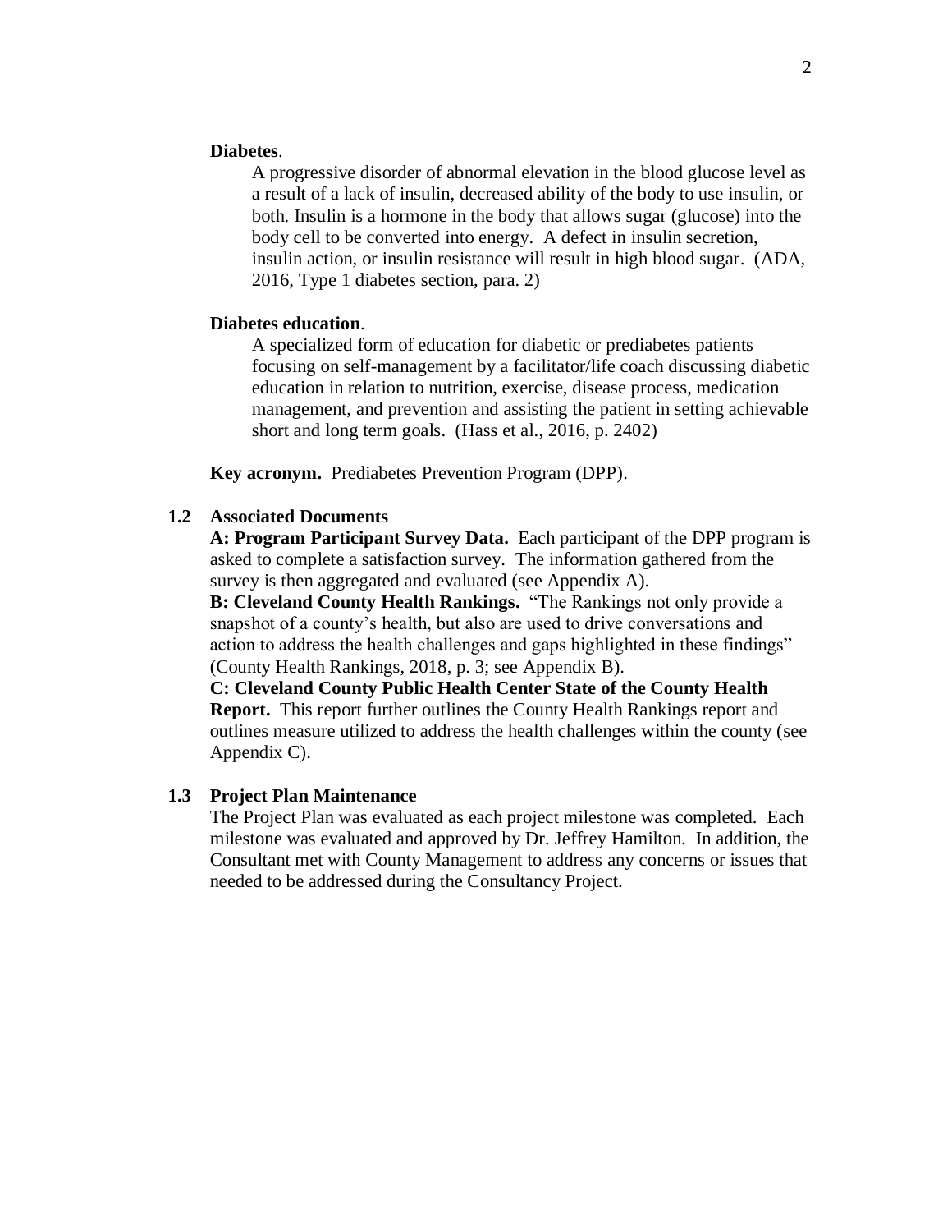**Diabetes**.

> A progressive disorder of abnormal elevation in the blood glucose level as a result of a lack of insulin, decreased ability of the body to use insulin, or both. Insulin is a hormone in the body that allows sugar (glucose) into the body cell to be converted into energy. A defect in insulin secretion, insulin action, or insulin resistance will result in high blood sugar. (ADA, 2016, Type 1 diabetes section, para. 2)

**Diabetes education**.

> A specialized form of education for diabetic or prediabetes patients focusing on self-management by a facilitator/life coach discussing diabetic education in relation to nutrition, exercise, disease process, medication management, and prevention and assisting the patient in setting achievable short and long term goals. (Hass et al., 2016, p. 2402)

**Key acronym.** Prediabetes Prevention Program (DPP).

### 1.2 Associated Documents

**A: Program Participant Survey Data.** Each participant of the DPP program is asked to complete a satisfaction survey. The information gathered from the survey is then aggregated and evaluated (see Appendix A).

**B: Cleveland County Health Rankings.** "The Rankings not only provide a snapshot of a county's health, but also are used to drive conversations and action to address the health challenges and gaps highlighted in these findings" (County Health Rankings, 2018, p. 3; see Appendix B).

**C: Cleveland County Public Health Center State of the County Health Report.** This report further outlines the County Health Rankings report and outlines measure utilized to address the health challenges within the county (see Appendix C).

### 1.3 Project Plan Maintenance

The Project Plan was evaluated as each project milestone was completed. Each milestone was evaluated and approved by Dr. Jeffrey Hamilton. In addition, the Consultant met with County Management to address any concerns or issues that needed to be addressed during the Consultancy Project.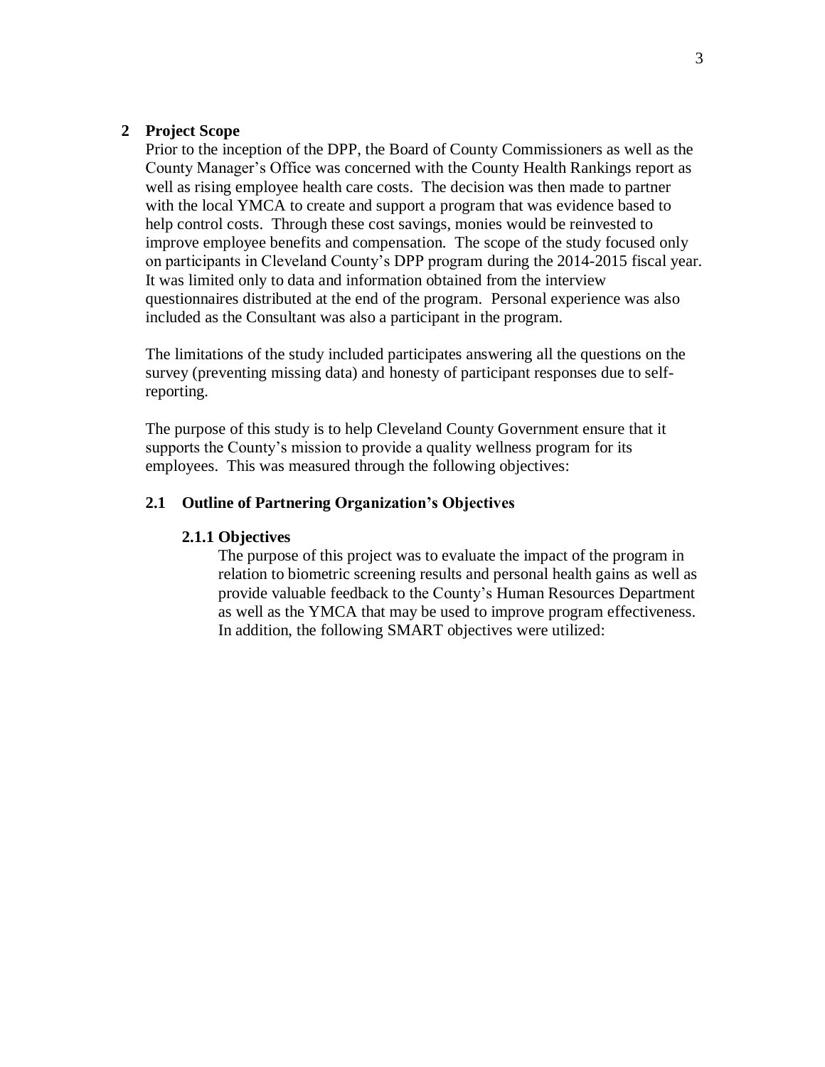## 2 Project Scope

Prior to the inception of the DPP, the Board of County Commissioners as well as the County Manager's Office was concerned with the County Health Rankings report as well as rising employee health care costs. The decision was then made to partner with the local YMCA to create and support a program that was evidence based to help control costs. Through these cost savings, monies would be reinvested to improve employee benefits and compensation. The scope of the study focused only on participants in Cleveland County's DPP program during the 2014-2015 fiscal year. It was limited only to data and information obtained from the interview questionnaires distributed at the end of the program. Personal experience was also included as the Consultant was also a participant in the program.

The limitations of the study included participates answering all the questions on the survey (preventing missing data) and honesty of participant responses due to self-reporting.

The purpose of this study is to help Cleveland County Government ensure that it supports the County's mission to provide a quality wellness program for its employees. This was measured through the following objectives:

### 2.1 Outline of Partnering Organization's Objectives

#### 2.1.1 Objectives

The purpose of this project was to evaluate the impact of the program in relation to biometric screening results and personal health gains as well as provide valuable feedback to the County's Human Resources Department as well as the YMCA that may be used to improve program effectiveness. In addition, the following SMART objectives were utilized: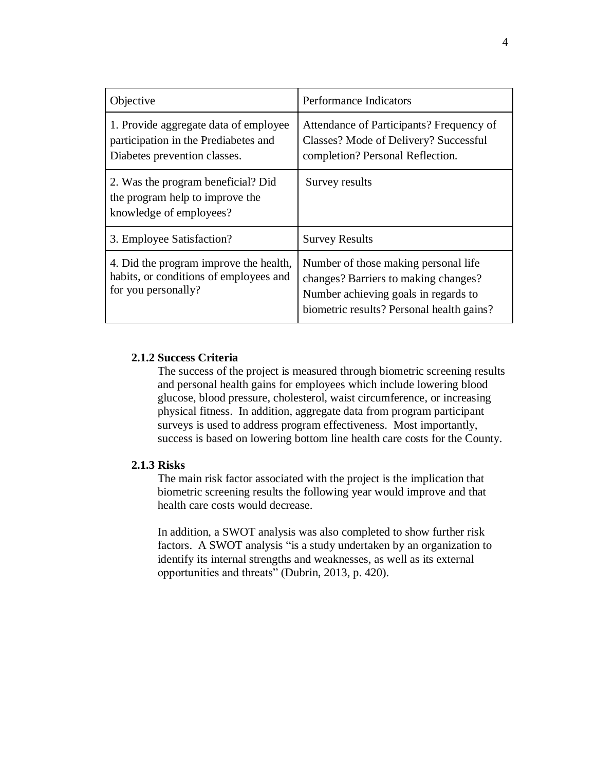| Objective | Performance Indicators |
|---|---|
| 1. Provide aggregate data of employee participation in the Prediabetes and Diabetes prevention classes. | Attendance of Participants? Frequency of Classes? Mode of Delivery? Successful completion? Personal Reflection. |
| 2. Was the program beneficial? Did the program help to improve the knowledge of employees? | Survey results |
| 3. Employee Satisfaction? | Survey Results |
| 4. Did the program improve the health, habits, or conditions of employees and for you personally? | Number of those making personal life changes? Barriers to making changes? Number achieving goals in regards to biometric results? Personal health gains? |

#### 2.1.2 Success Criteria

The success of the project is measured through biometric screening results and personal health gains for employees which include lowering blood glucose, blood pressure, cholesterol, waist circumference, or increasing physical fitness. In addition, aggregate data from program participant surveys is used to address program effectiveness. Most importantly, success is based on lowering bottom line health care costs for the County.

#### 2.1.3 Risks

The main risk factor associated with the project is the implication that biometric screening results the following year would improve and that health care costs would decrease.

In addition, a SWOT analysis was also completed to show further risk factors. A SWOT analysis "is a study undertaken by an organization to identify its internal strengths and weaknesses, as well as its external opportunities and threats" (Dubrin, 2013, p. 420).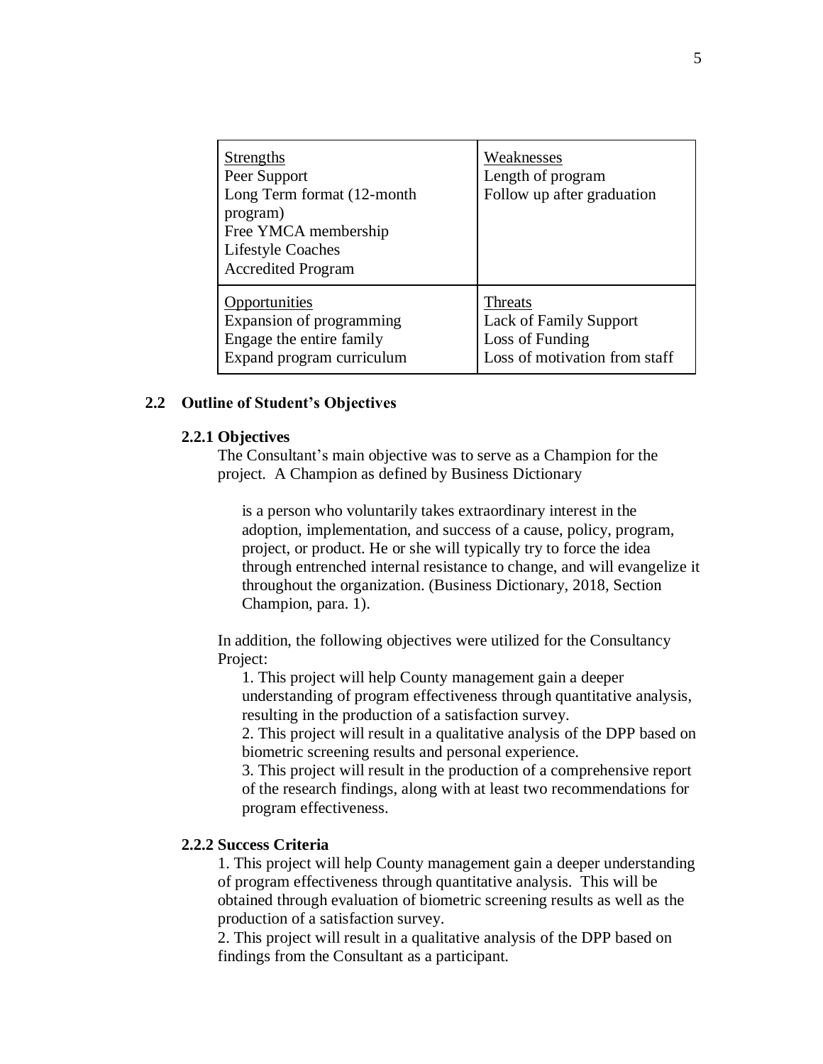| | |
|---|---|
| Strengths<br>Peer Support<br>Long Term format (12-month program)<br>Free YMCA membership<br>Lifestyle Coaches<br>Accredited Program | Weaknesses<br>Length of program<br>Follow up after graduation |
| Opportunities<br>Expansion of programming<br>Engage the entire family<br>Expand program curriculum | Threats<br>Lack of Family Support<br>Loss of Funding<br>Loss of motivation from staff |

## 2.2 Outline of Student's Objectives

### 2.2.1 Objectives

The Consultant's main objective was to serve as a Champion for the project. A Champion as defined by Business Dictionary

> is a person who voluntarily takes extraordinary interest in the adoption, implementation, and success of a cause, policy, program, project, or product. He or she will typically try to force the idea through entrenched internal resistance to change, and will evangelize it throughout the organization. (Business Dictionary, 2018, Section Champion, para. 1).

In addition, the following objectives were utilized for the Consultancy Project:

1. This project will help County management gain a deeper understanding of program effectiveness through quantitative analysis, resulting in the production of a satisfaction survey.
2. This project will result in a qualitative analysis of the DPP based on biometric screening results and personal experience.
3. This project will result in the production of a comprehensive report of the research findings, along with at least two recommendations for program effectiveness.

### 2.2.2 Success Criteria

1. This project will help County management gain a deeper understanding of program effectiveness through quantitative analysis. This will be obtained through evaluation of biometric screening results as well as the production of a satisfaction survey.
2. This project will result in a qualitative analysis of the DPP based on findings from the Consultant as a participant.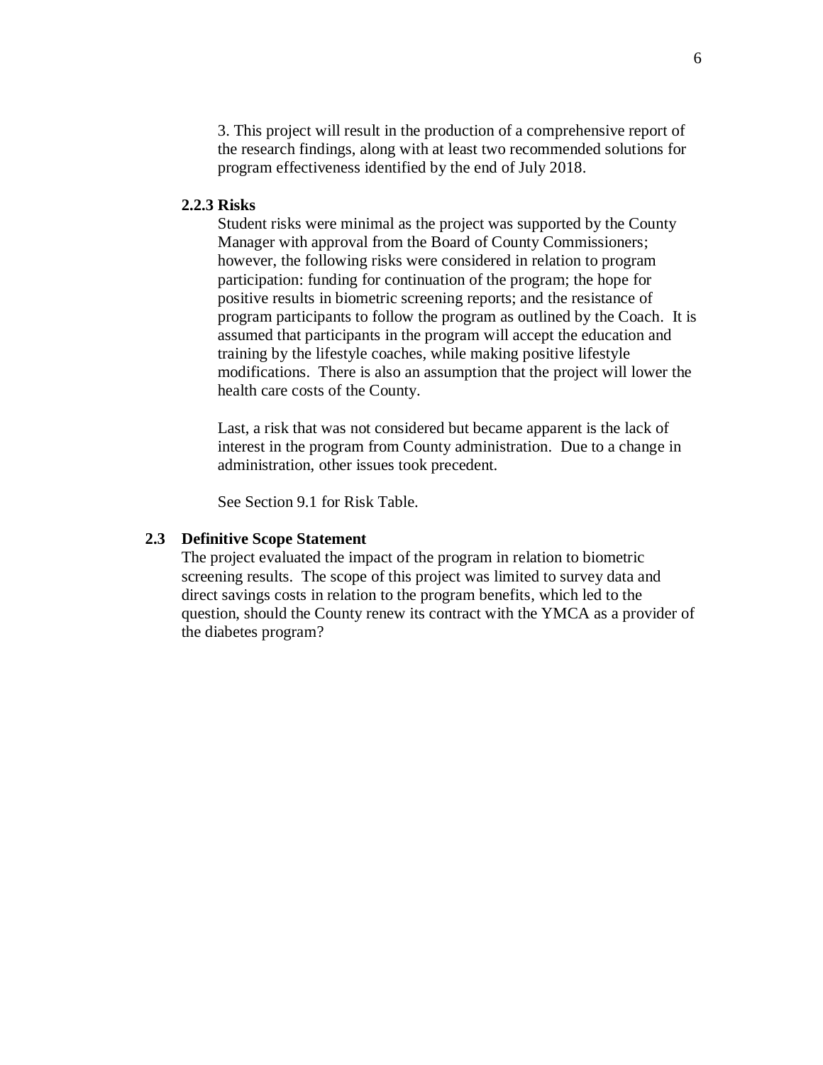3. This project will result in the production of a comprehensive report of the research findings, along with at least two recommended solutions for program effectiveness identified by the end of July 2018.

### 2.2.3 Risks

Student risks were minimal as the project was supported by the County Manager with approval from the Board of County Commissioners; however, the following risks were considered in relation to program participation: funding for continuation of the program; the hope for positive results in biometric screening reports; and the resistance of program participants to follow the program as outlined by the Coach. It is assumed that participants in the program will accept the education and training by the lifestyle coaches, while making positive lifestyle modifications. There is also an assumption that the project will lower the health care costs of the County.

Last, a risk that was not considered but became apparent is the lack of interest in the program from County administration. Due to a change in administration, other issues took precedent.

See Section 9.1 for Risk Table.

## 2.3 Definitive Scope Statement

The project evaluated the impact of the program in relation to biometric screening results. The scope of this project was limited to survey data and direct savings costs in relation to the program benefits, which led to the question, should the County renew its contract with the YMCA as a provider of the diabetes program?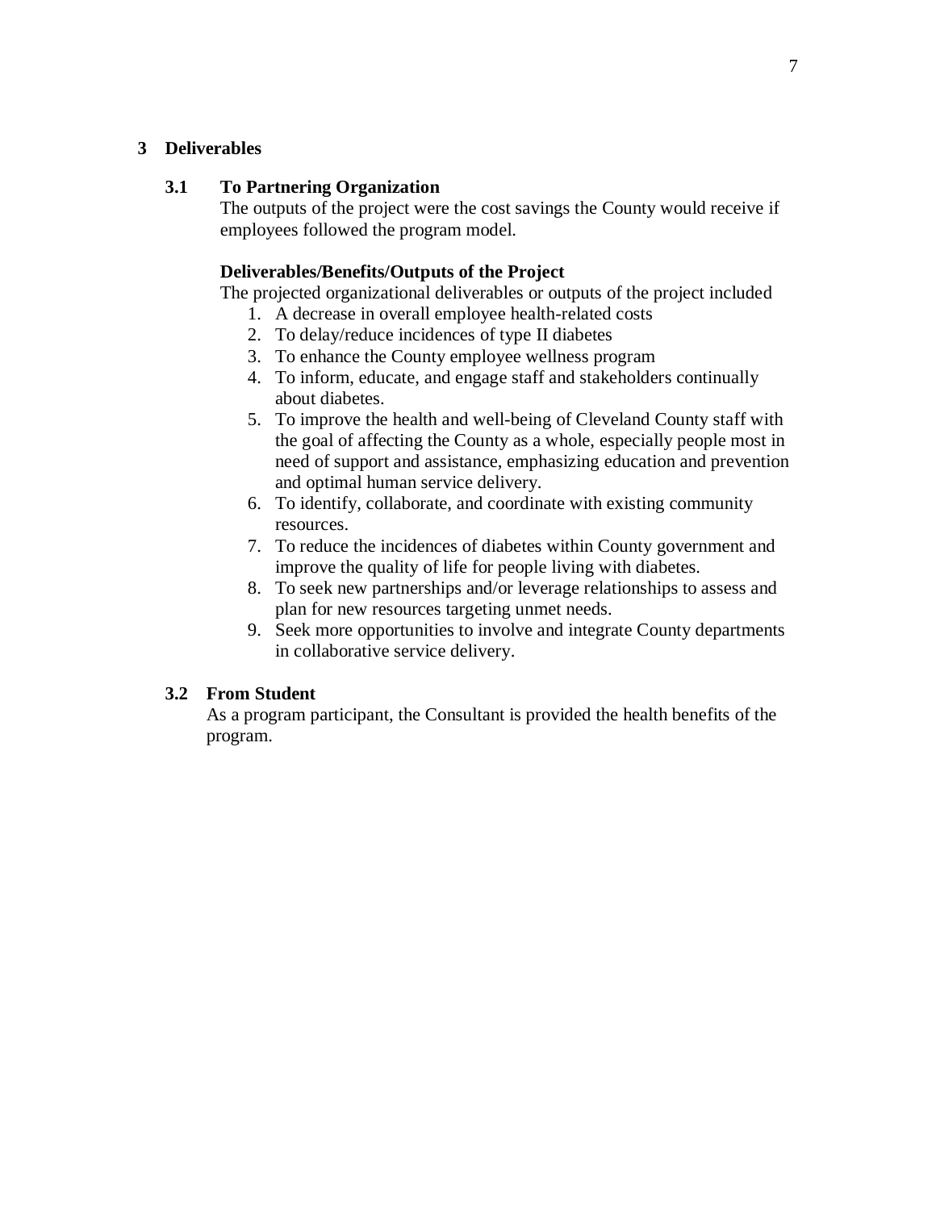# 3 Deliverables

## 3.1 To Partnering Organization

The outputs of the project were the cost savings the County would receive if employees followed the program model.

**Deliverables/Benefits/Outputs of the Project**

The projected organizational deliverables or outputs of the project included

1. A decrease in overall employee health-related costs
2. To delay/reduce incidences of type II diabetes
3. To enhance the County employee wellness program
4. To inform, educate, and engage staff and stakeholders continually about diabetes.
5. To improve the health and well-being of Cleveland County staff with the goal of affecting the County as a whole, especially people most in need of support and assistance, emphasizing education and prevention and optimal human service delivery.
6. To identify, collaborate, and coordinate with existing community resources.
7. To reduce the incidences of diabetes within County government and improve the quality of life for people living with diabetes.
8. To seek new partnerships and/or leverage relationships to assess and plan for new resources targeting unmet needs.
9. Seek more opportunities to involve and integrate County departments in collaborative service delivery.

## 3.2 From Student

As a program participant, the Consultant is provided the health benefits of the program.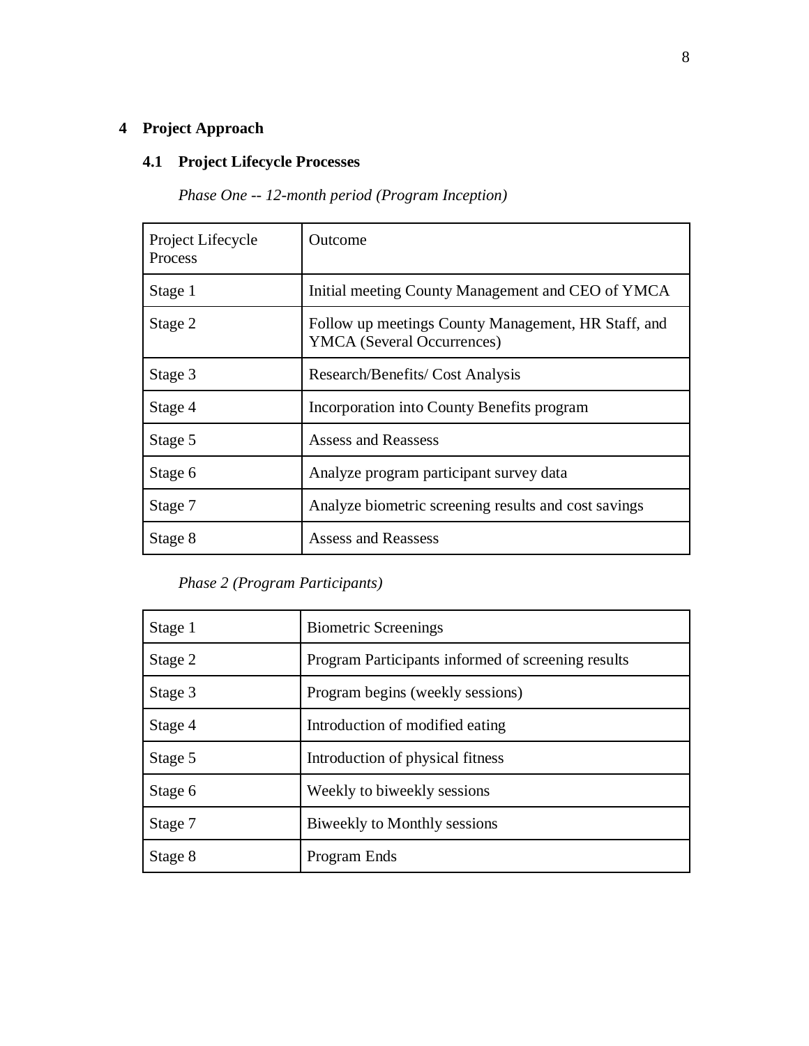# 4 Project Approach

## 4.1 Project Lifecycle Processes

*Phase One -- 12-month period (Program Inception)*

| Project Lifecycle Process | Outcome |
|---|---|
| Stage 1 | Initial meeting County Management and CEO of YMCA |
| Stage 2 | Follow up meetings County Management, HR Staff, and YMCA (Several Occurrences) |
| Stage 3 | Research/Benefits/ Cost Analysis |
| Stage 4 | Incorporation into County Benefits program |
| Stage 5 | Assess and Reassess |
| Stage 6 | Analyze program participant survey data |
| Stage 7 | Analyze biometric screening results and cost savings |
| Stage 8 | Assess and Reassess |

*Phase 2 (Program Participants)*

| | |
|---|---|
| Stage 1 | Biometric Screenings |
| Stage 2 | Program Participants informed of screening results |
| Stage 3 | Program begins (weekly sessions) |
| Stage 4 | Introduction of modified eating |
| Stage 5 | Introduction of physical fitness |
| Stage 6 | Weekly to biweekly sessions |
| Stage 7 | Biweekly to Monthly sessions |
| Stage 8 | Program Ends |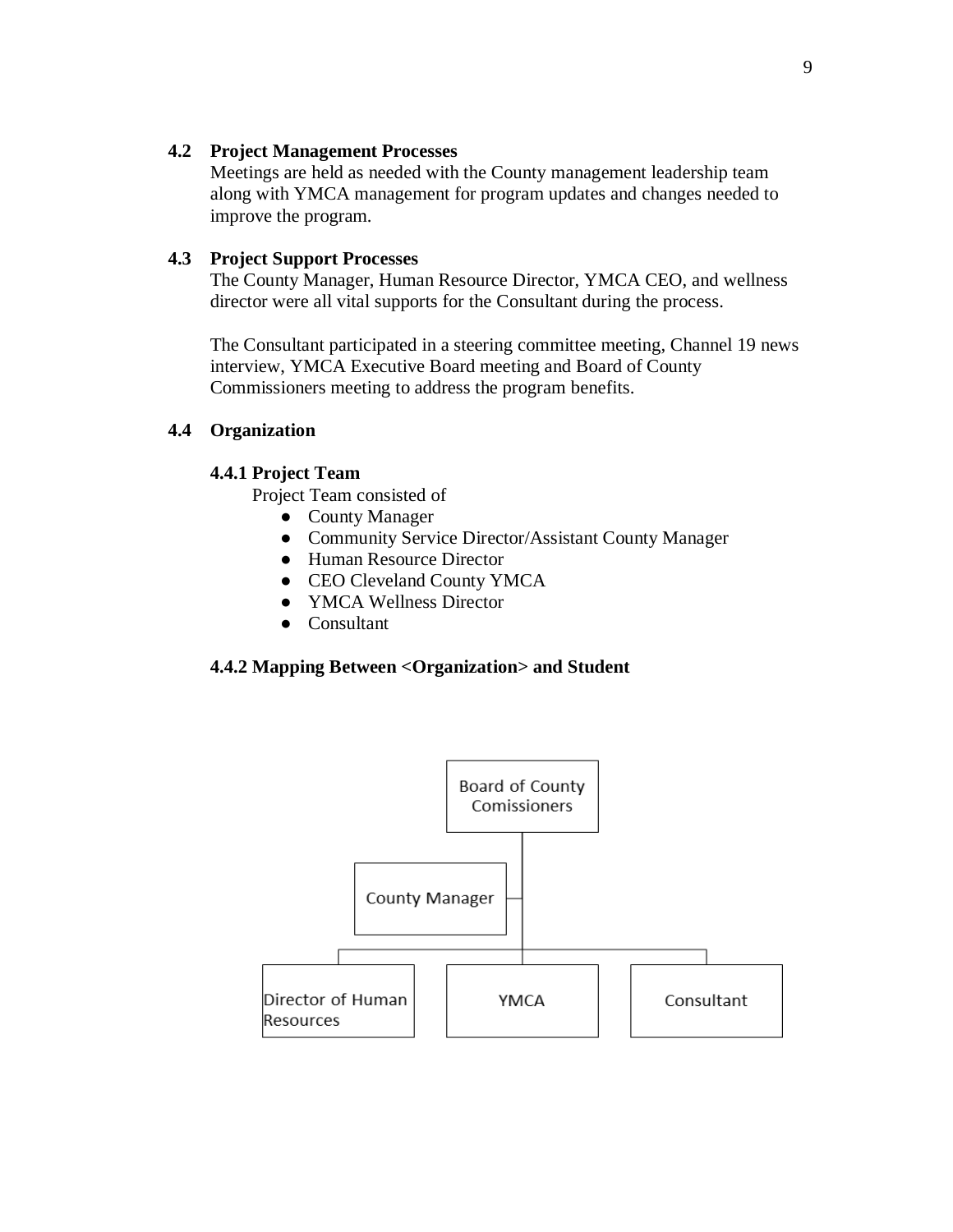### 4.2 Project Management Processes

Meetings are held as needed with the County management leadership team along with YMCA management for program updates and changes needed to improve the program.

### 4.3 Project Support Processes

The County Manager, Human Resource Director, YMCA CEO, and wellness director were all vital supports for the Consultant during the process.

The Consultant participated in a steering committee meeting, Channel 19 news interview, YMCA Executive Board meeting and Board of County Commissioners meeting to address the program benefits.

### 4.4 Organization

#### 4.4.1 Project Team

Project Team consisted of

- County Manager
- Community Service Director/Assistant County Manager
- Human Resource Director
- CEO Cleveland County YMCA
- YMCA Wellness Director
- Consultant

#### 4.4.2 Mapping Between <Organization> and Student

Board of County Comissioners

County Manager

Director of Human Resources

YMCA

Consultant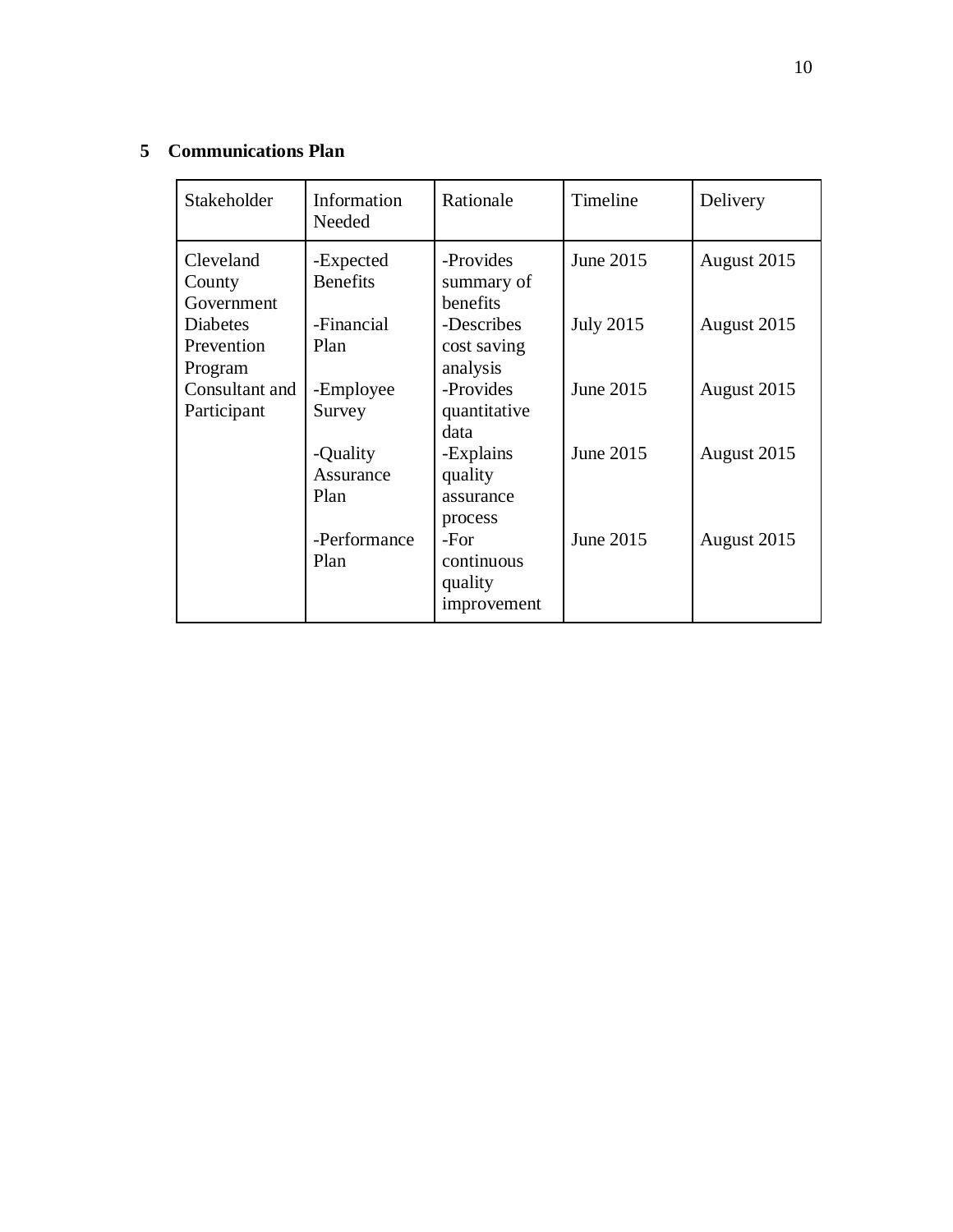## 5 Communications Plan

| Stakeholder | Information Needed | Rationale | Timeline | Delivery |
|---|---|---|---|---|
| Cleveland County Government Diabetes Prevention Program Consultant and Participant | -Expected Benefits | -Provides summary of benefits | June 2015 | August 2015 |
| | -Financial Plan | -Describes cost saving analysis | July 2015 | August 2015 |
| | -Employee Survey | -Provides quantitative data | June 2015 | August 2015 |
| | -Quality Assurance Plan | -Explains quality assurance process | June 2015 | August 2015 |
| | -Performance Plan | -For continuous quality improvement | June 2015 | August 2015 |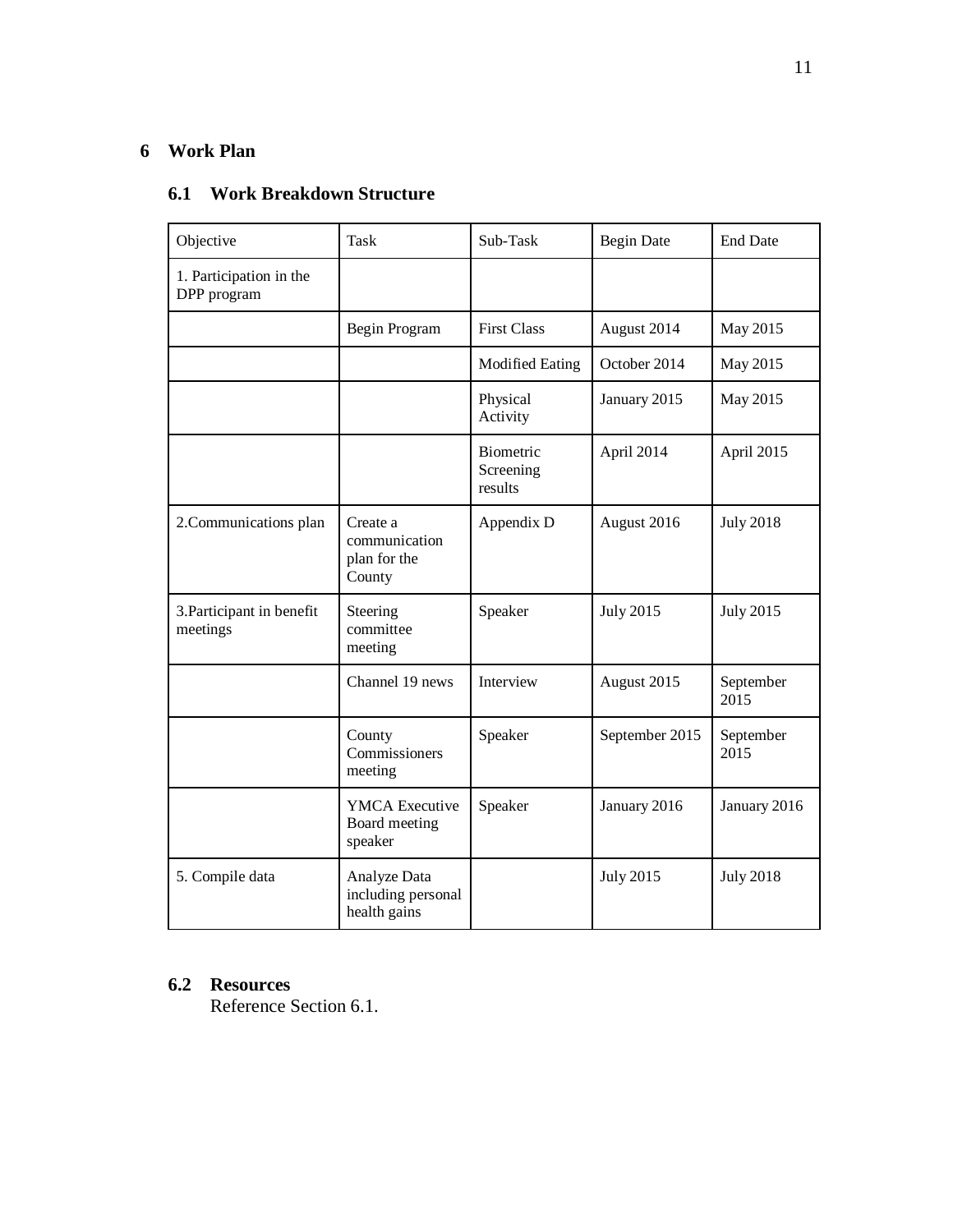# 6 Work Plan

## 6.1 Work Breakdown Structure

| Objective | Task | Sub-Task | Begin Date | End Date |
|---|---|---|---|---|
| 1. Participation in the DPP program | | | | |
| | Begin Program | First Class | August 2014 | May 2015 |
| | | Modified Eating | October 2014 | May 2015 |
| | | Physical Activity | January 2015 | May 2015 |
| | | Biometric Screening results | April 2014 | April 2015 |
| 2.Communications plan | Create a communication plan for the County | Appendix D | August 2016 | July 2018 |
| 3.Participant in benefit meetings | Steering committee meeting | Speaker | July 2015 | July 2015 |
| | Channel 19 news | Interview | August 2015 | September 2015 |
| | County Commissioners meeting | Speaker | September 2015 | September 2015 |
| | YMCA Executive Board meeting speaker | Speaker | January 2016 | January 2016 |
| 5. Compile data | Analyze Data including personal health gains | | July 2015 | July 2018 |

## 6.2 Resources

Reference Section 6.1.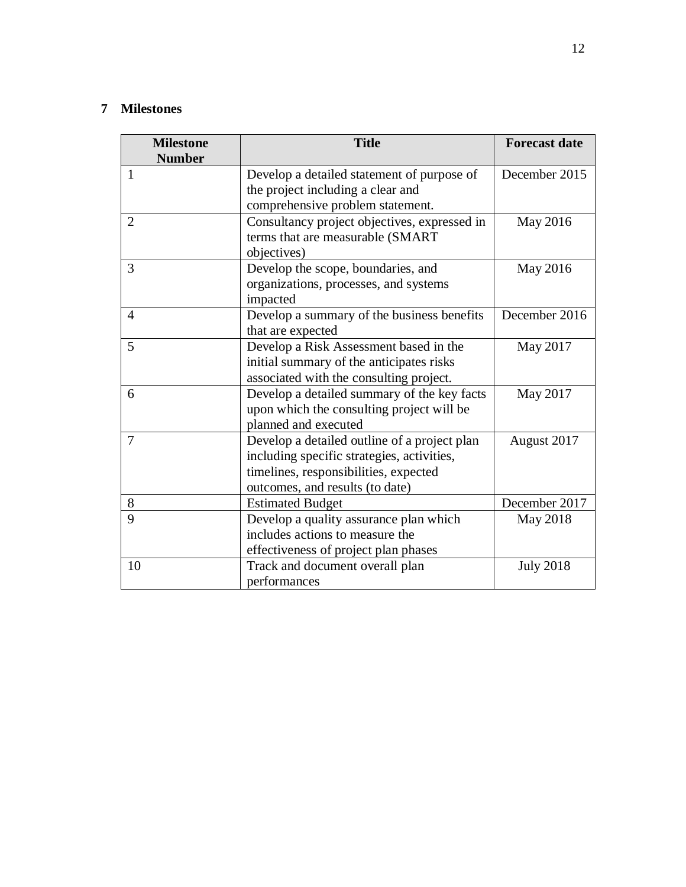## 7 Milestones

| Milestone Number | Title | Forecast date |
|---|---|---|
| 1 | Develop a detailed statement of purpose of the project including a clear and comprehensive problem statement. | December 2015 |
| 2 | Consultancy project objectives, expressed in terms that are measurable (SMART objectives) | May 2016 |
| 3 | Develop the scope, boundaries, and organizations, processes, and systems impacted | May 2016 |
| 4 | Develop a summary of the business benefits that are expected | December 2016 |
| 5 | Develop a Risk Assessment based in the initial summary of the anticipates risks associated with the consulting project. | May 2017 |
| 6 | Develop a detailed summary of the key facts upon which the consulting project will be planned and executed | May 2017 |
| 7 | Develop a detailed outline of a project plan including specific strategies, activities, timelines, responsibilities, expected outcomes, and results (to date) | August 2017 |
| 8 | Estimated Budget | December 2017 |
| 9 | Develop a quality assurance plan which includes actions to measure the effectiveness of project plan phases | May 2018 |
| 10 | Track and document overall plan performances | July 2018 |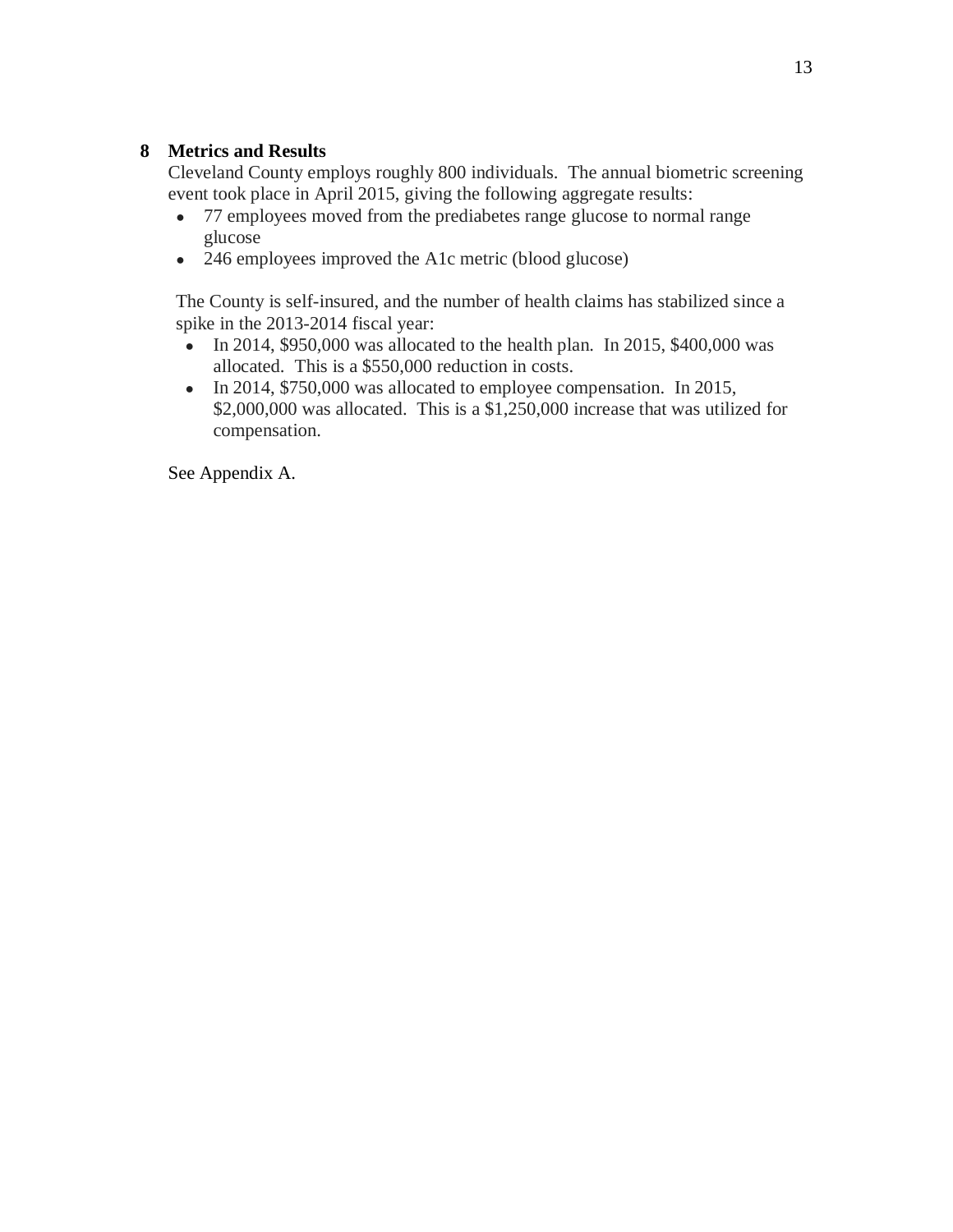## 8 Metrics and Results

Cleveland County employs roughly 800 individuals. The annual biometric screening event took place in April 2015, giving the following aggregate results:

- 77 employees moved from the prediabetes range glucose to normal range glucose
- 246 employees improved the A1c metric (blood glucose)

The County is self-insured, and the number of health claims has stabilized since a spike in the 2013-2014 fiscal year:

- In 2014, $950,000 was allocated to the health plan. In 2015, $400,000 was allocated. This is a $550,000 reduction in costs.
- In 2014, $750,000 was allocated to employee compensation. In 2015, $2,000,000 was allocated. This is a $1,250,000 increase that was utilized for compensation.

See Appendix A.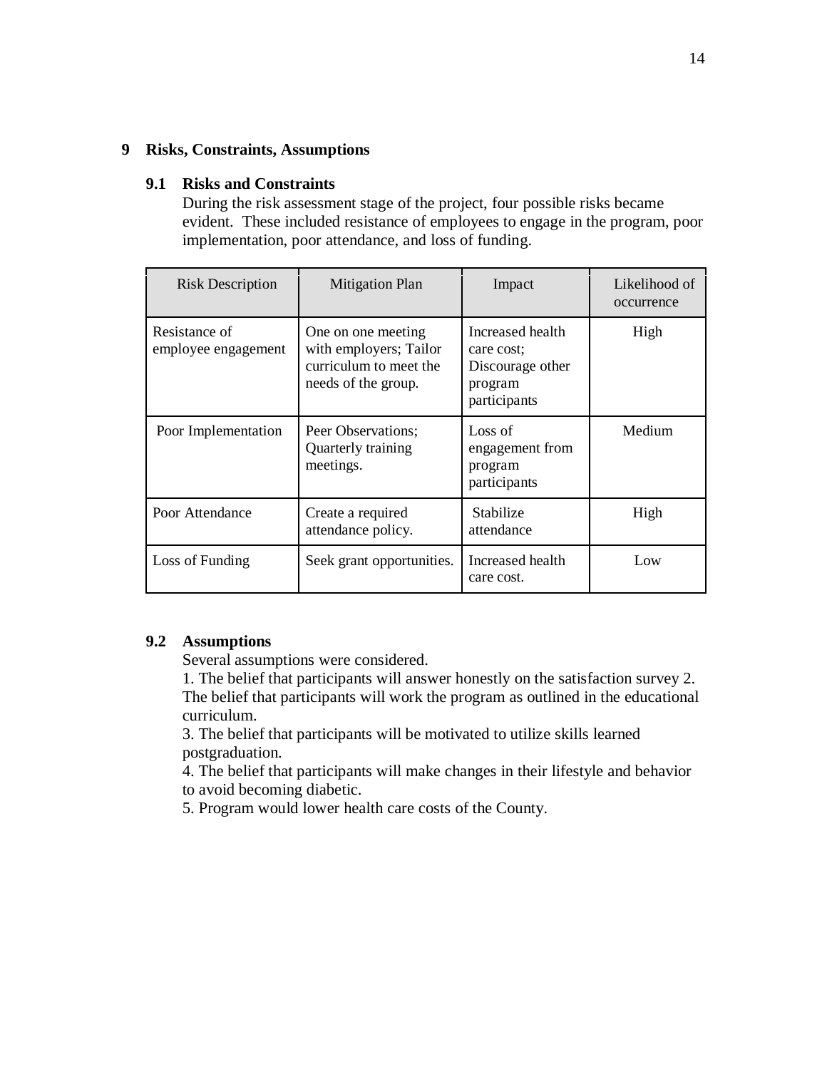## 9 Risks, Constraints, Assumptions

### 9.1 Risks and Constraints

During the risk assessment stage of the project, four possible risks became evident. These included resistance of employees to engage in the program, poor implementation, poor attendance, and loss of funding.

| Risk Description | Mitigation Plan | Impact | Likelihood of occurrence |
|---|---|---|---|
| Resistance of employee engagement | One on one meeting with employers; Tailor curriculum to meet the needs of the group. | Increased health care cost; Discourage other program participants | High |
| Poor Implementation | Peer Observations; Quarterly training meetings. | Loss of engagement from program participants | Medium |
| Poor Attendance | Create a required attendance policy. | Stabilize attendance | High |
| Loss of Funding | Seek grant opportunities. | Increased health care cost. | Low |

### 9.2 Assumptions

Several assumptions were considered.

1. The belief that participants will answer honestly on the satisfaction survey 2. The belief that participants will work the program as outlined in the educational curriculum.
3. The belief that participants will be motivated to utilize skills learned postgraduation.
4. The belief that participants will make changes in their lifestyle and behavior to avoid becoming diabetic.
5. Program would lower health care costs of the County.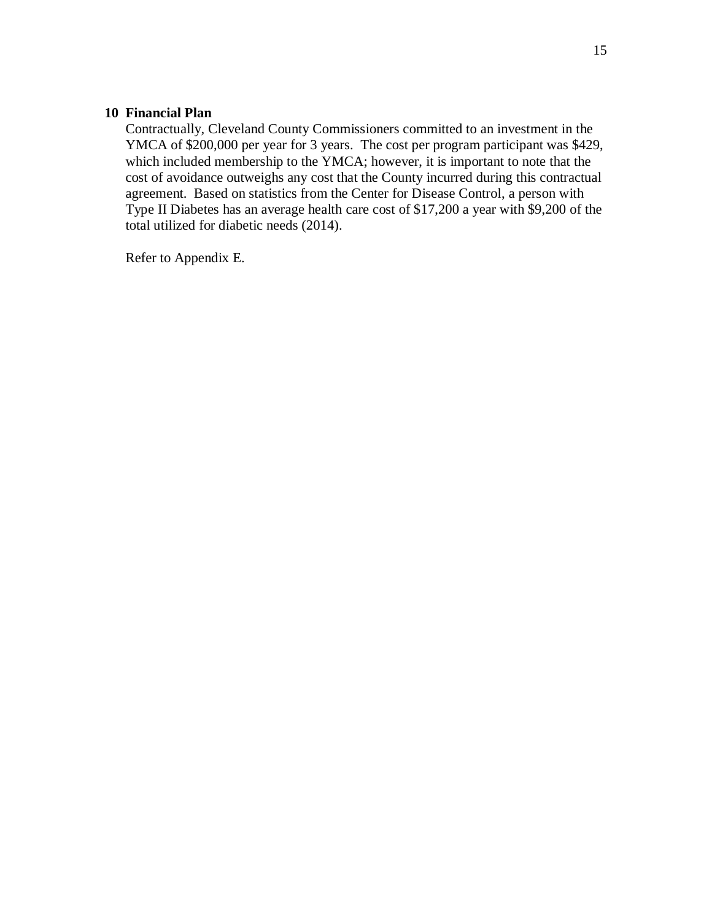## 10 Financial Plan

Contractually, Cleveland County Commissioners committed to an investment in the YMCA of $200,000 per year for 3 years. The cost per program participant was $429, which included membership to the YMCA; however, it is important to note that the cost of avoidance outweighs any cost that the County incurred during this contractual agreement. Based on statistics from the Center for Disease Control, a person with Type II Diabetes has an average health care cost of $17,200 a year with $9,200 of the total utilized for diabetic needs (2014).

Refer to Appendix E.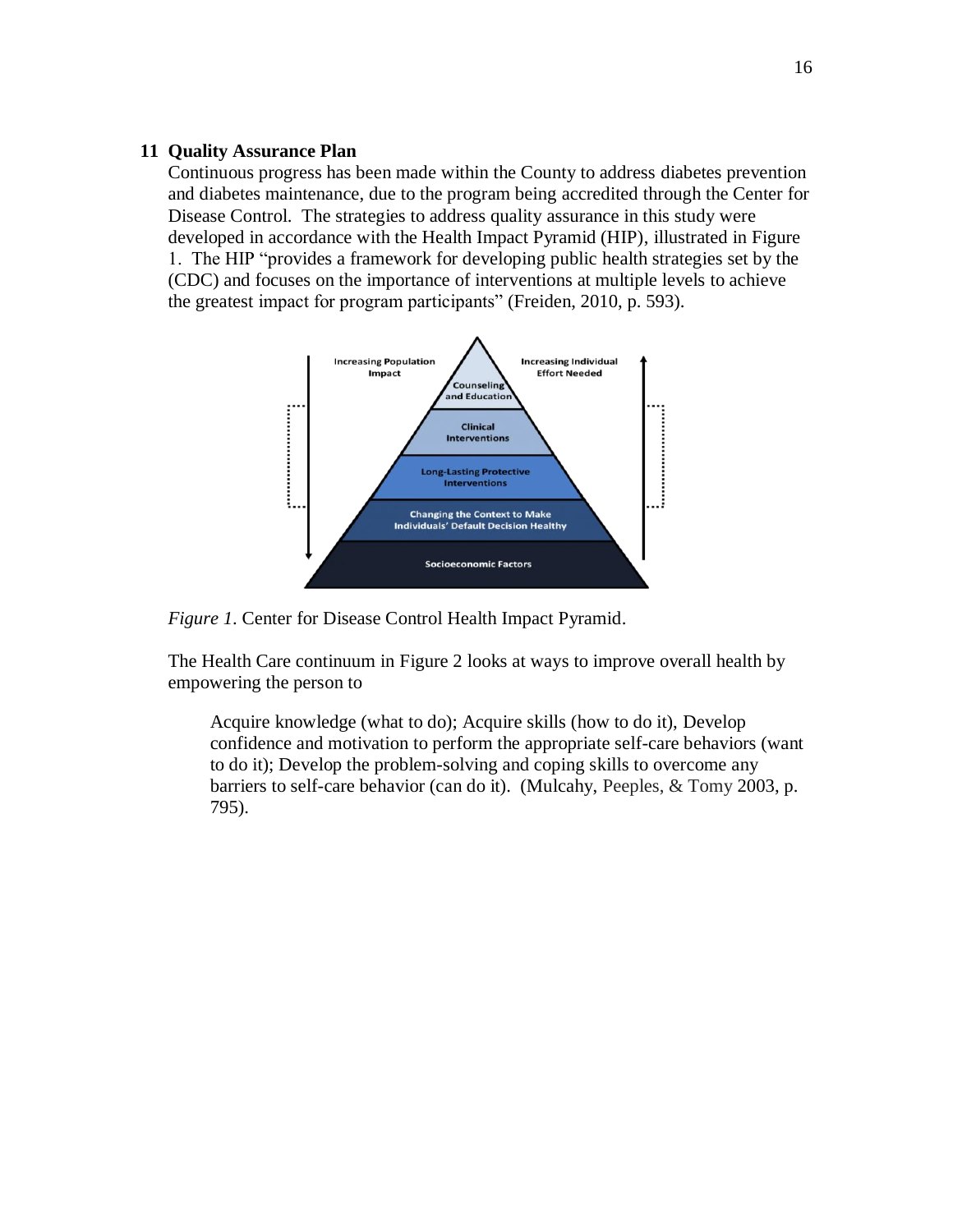## 11 Quality Assurance Plan

Continuous progress has been made within the County to address diabetes prevention and diabetes maintenance, due to the program being accredited through the Center for Disease Control. The strategies to address quality assurance in this study were developed in accordance with the Health Impact Pyramid (HIP), illustrated in Figure 1. The HIP "provides a framework for developing public health strategies set by the (CDC) and focuses on the importance of interventions at multiple levels to achieve the greatest impact for program participants" (Freiden, 2010, p. 593).

Increasing Population Impact

Increasing Individual Effort Needed

Counseling and Education

Clinical Interventions

Long-Lasting Protective Interventions

Changing the Context to Make Individuals' Default Decision Healthy

Socioeconomic Factors

*Figure 1*. Center for Disease Control Health Impact Pyramid.

The Health Care continuum in Figure 2 looks at ways to improve overall health by empowering the person to

> Acquire knowledge (what to do); Acquire skills (how to do it), Develop confidence and motivation to perform the appropriate self-care behaviors (want to do it); Develop the problem-solving and coping skills to overcome any barriers to self-care behavior (can do it). (Mulcahy, Peeples, & Tomy 2003, p. 795).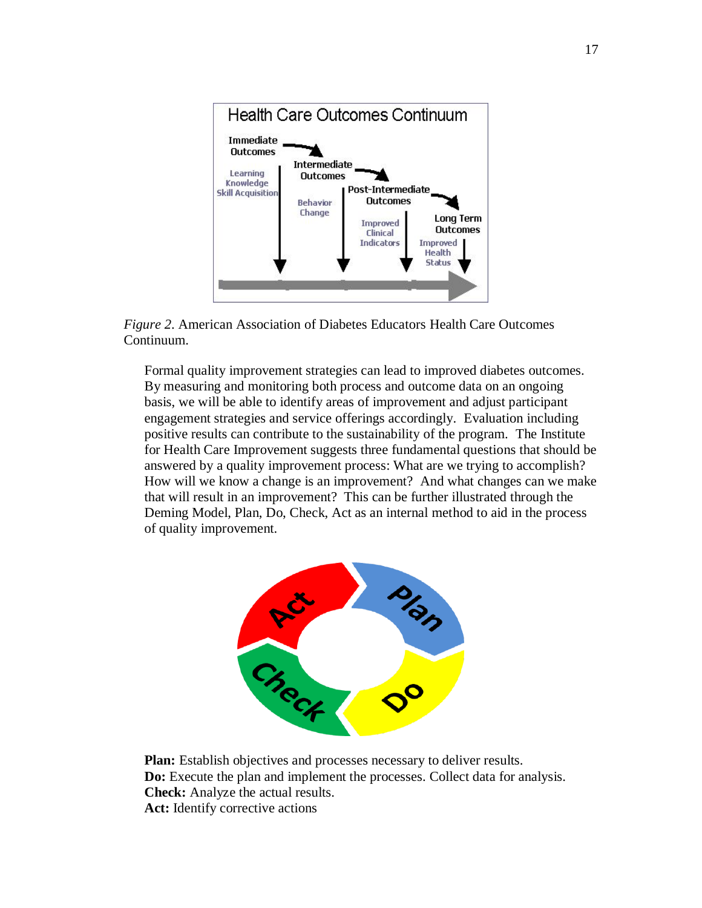Health Care Outcomes Continuum

Immediate Outcomes

Learning
Knowledge
Skill Acquisition

Intermediate Outcomes

Behavior Change

Post-Intermediate Outcomes

Improved Clinical Indicators

Long Term Outcomes

Improved Health Status

*Figure 2*. American Association of Diabetes Educators Health Care Outcomes Continuum.

Formal quality improvement strategies can lead to improved diabetes outcomes. By measuring and monitoring both process and outcome data on an ongoing basis, we will be able to identify areas of improvement and adjust participant engagement strategies and service offerings accordingly. Evaluation including positive results can contribute to the sustainability of the program. The Institute for Health Care Improvement suggests three fundamental questions that should be answered by a quality improvement process: What are we trying to accomplish? How will we know a change is an improvement? And what changes can we make that will result in an improvement? This can be further illustrated through the Deming Model, Plan, Do, Check, Act as an internal method to aid in the process of quality improvement.

Act

Plan

Check

Do

**Plan:** Establish objectives and processes necessary to deliver results.
**Do:** Execute the plan and implement the processes. Collect data for analysis.
**Check:** Analyze the actual results.
**Act:** Identify corrective actions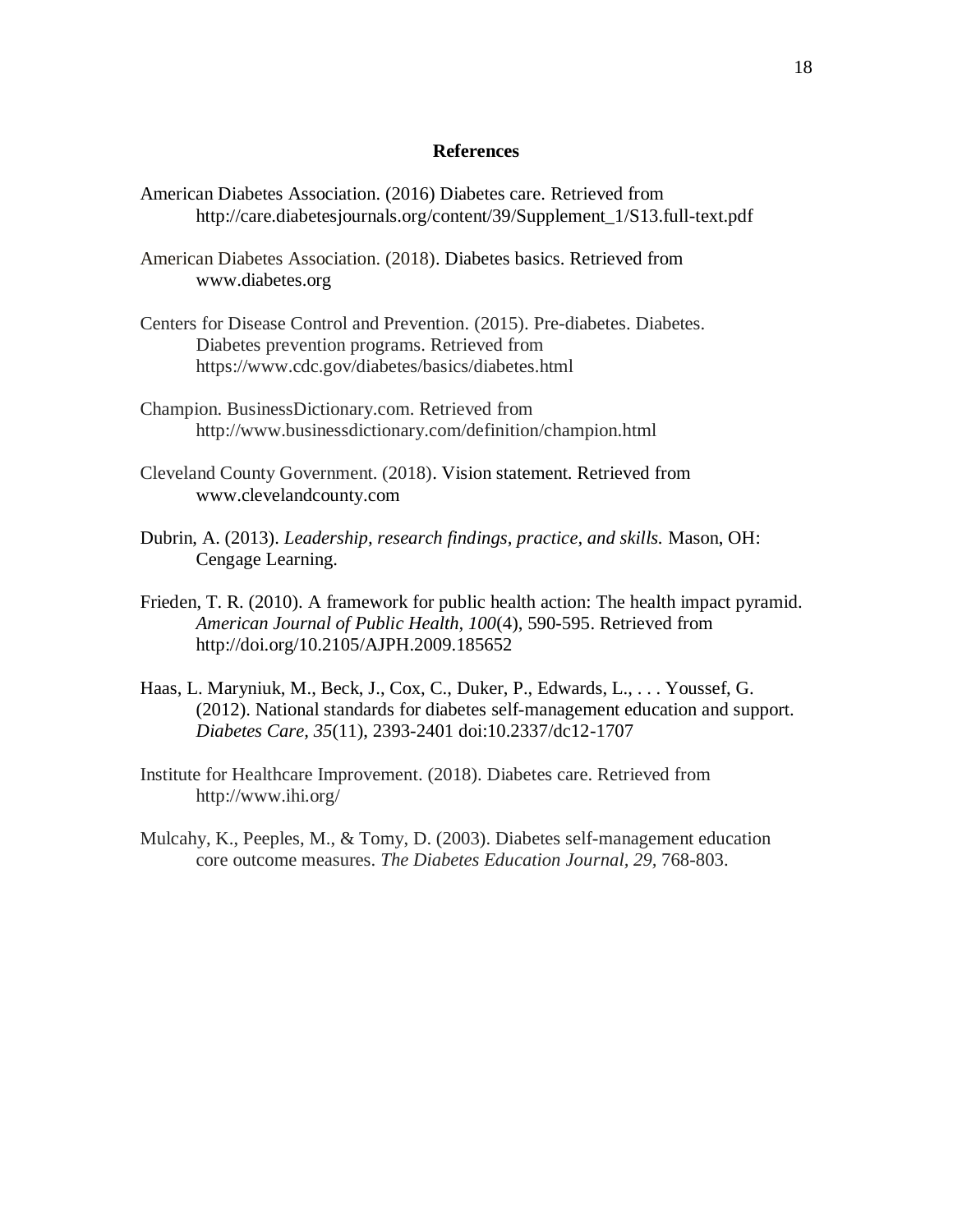# References

American Diabetes Association. (2016) Diabetes care. Retrieved from http://care.diabetesjournals.org/content/39/Supplement_1/S13.full-text.pdf

American Diabetes Association. (2018). Diabetes basics. Retrieved from www.diabetes.org

Centers for Disease Control and Prevention. (2015). Pre-diabetes. Diabetes. Diabetes prevention programs. Retrieved from https://www.cdc.gov/diabetes/basics/diabetes.html

Champion. BusinessDictionary.com. Retrieved from http://www.businessdictionary.com/definition/champion.html

Cleveland County Government. (2018). Vision statement. Retrieved from www.clevelandcounty.com

Dubrin, A. (2013). *Leadership, research findings, practice, and skills.* Mason, OH: Cengage Learning.

Frieden, T. R. (2010). A framework for public health action: The health impact pyramid. *American Journal of Public Health, 100*(4), 590-595. Retrieved from http://doi.org/10.2105/AJPH.2009.185652

Haas, L. Maryniuk, M., Beck, J., Cox, C., Duker, P., Edwards, L., . . . Youssef, G. (2012). National standards for diabetes self-management education and support. *Diabetes Care, 35*(11), 2393-2401 doi:10.2337/dc12-1707

Institute for Healthcare Improvement. (2018). Diabetes care. Retrieved from http://www.ihi.org/

Mulcahy, K., Peeples, M., & Tomy, D. (2003). Diabetes self-management education core outcome measures. *The Diabetes Education Journal, 29,* 768-803.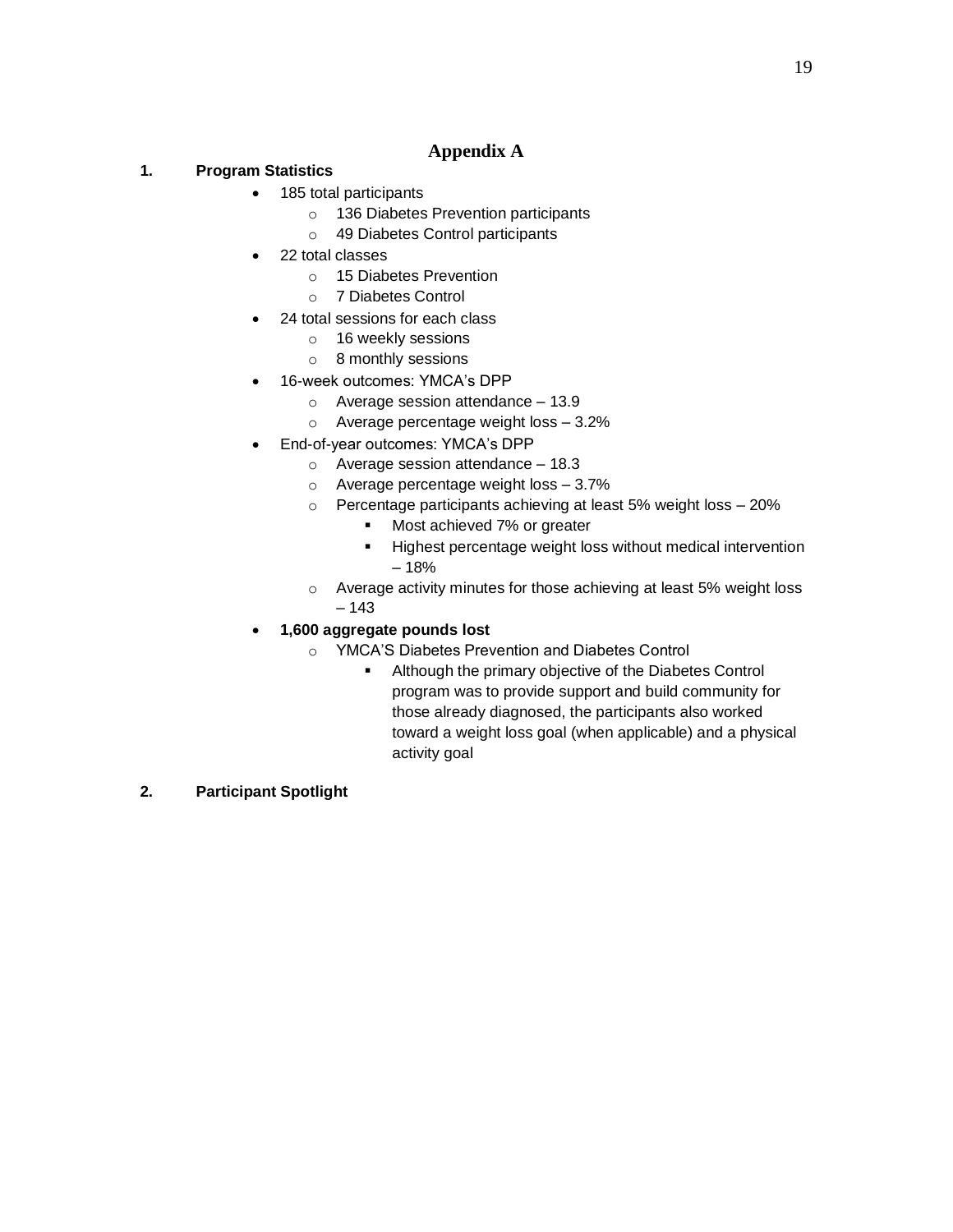# Appendix A

**1. Program Statistics**

- 185 total participants
  - 136 Diabetes Prevention participants
  - 49 Diabetes Control participants
- 22 total classes
  - 15 Diabetes Prevention
  - 7 Diabetes Control
- 24 total sessions for each class
  - 16 weekly sessions
  - 8 monthly sessions
- 16-week outcomes: YMCA's DPP
  - Average session attendance – 13.9
  - Average percentage weight loss – 3.2%
- End-of-year outcomes: YMCA's DPP
  - Average session attendance – 18.3
  - Average percentage weight loss – 3.7%
  - Percentage participants achieving at least 5% weight loss – 20%
    - Most achieved 7% or greater
    - Highest percentage weight loss without medical intervention – 18%
  - Average activity minutes for those achieving at least 5% weight loss – 143
- **1,600 aggregate pounds lost**
  - YMCA'S Diabetes Prevention and Diabetes Control
    - Although the primary objective of the Diabetes Control program was to provide support and build community for those already diagnosed, the participants also worked toward a weight loss goal (when applicable) and a physical activity goal

**2. Participant Spotlight**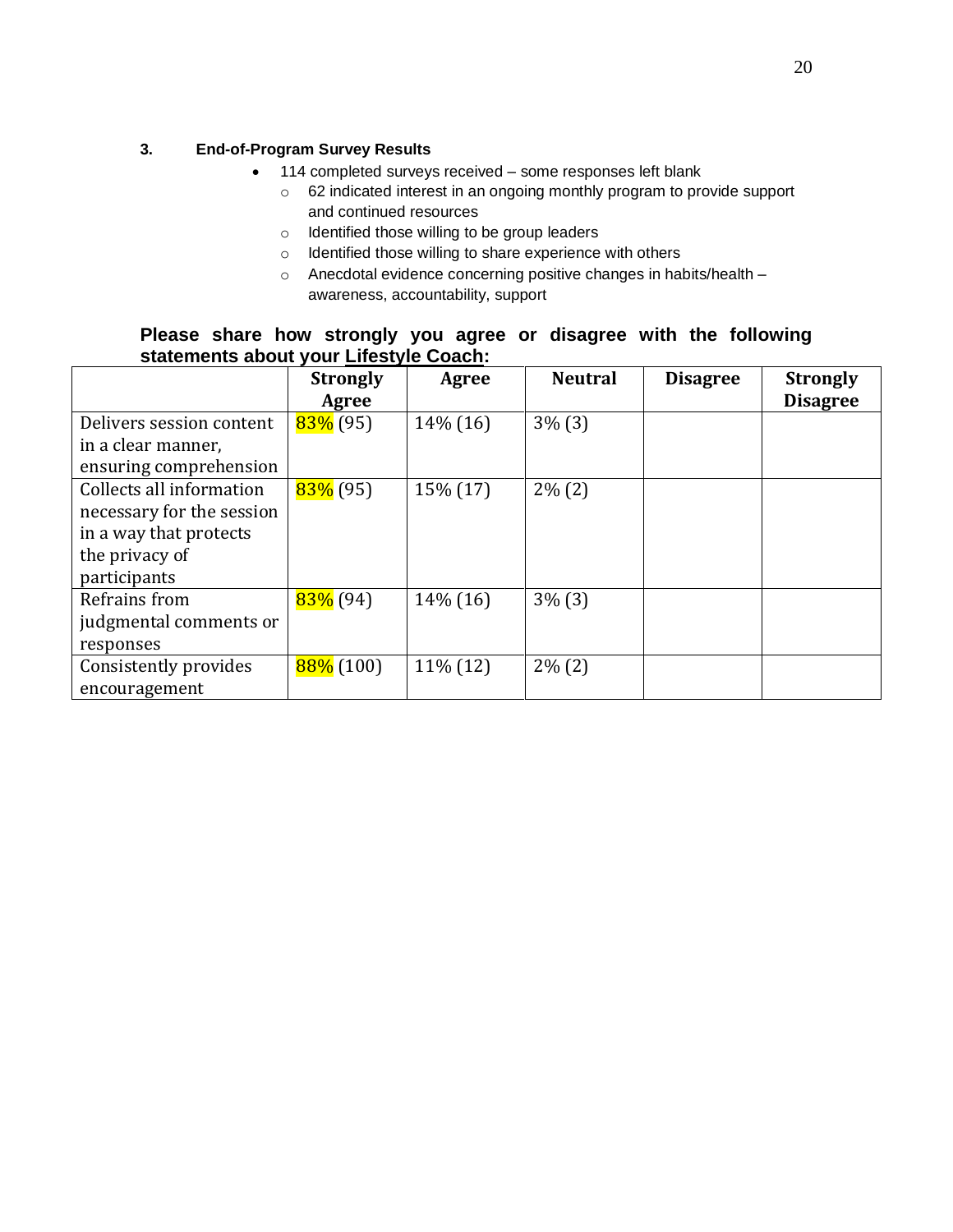### 3. End-of-Program Survey Results

- 114 completed surveys received – some responses left blank
  - 62 indicated interest in an ongoing monthly program to provide support and continued resources
  - Identified those willing to be group leaders
  - Identified those willing to share experience with others
  - Anecdotal evidence concerning positive changes in habits/health – awareness, accountability, support

**Please share how strongly you agree or disagree with the following statements about your <u>Lifestyle Coach</u>:**

| | Strongly Agree | Agree | Neutral | Disagree | Strongly Disagree |
|---|---|---|---|---|---|
| Delivers session content in a clear manner, ensuring comprehension | 83% (95) | 14% (16) | 3% (3) | | |
| Collects all information necessary for the session in a way that protects the privacy of participants | 83% (95) | 15% (17) | 2% (2) | | |
| Refrains from judgmental comments or responses | 83% (94) | 14% (16) | 3% (3) | | |
| Consistently provides encouragement | 88% (100) | 11% (12) | 2% (2) | | |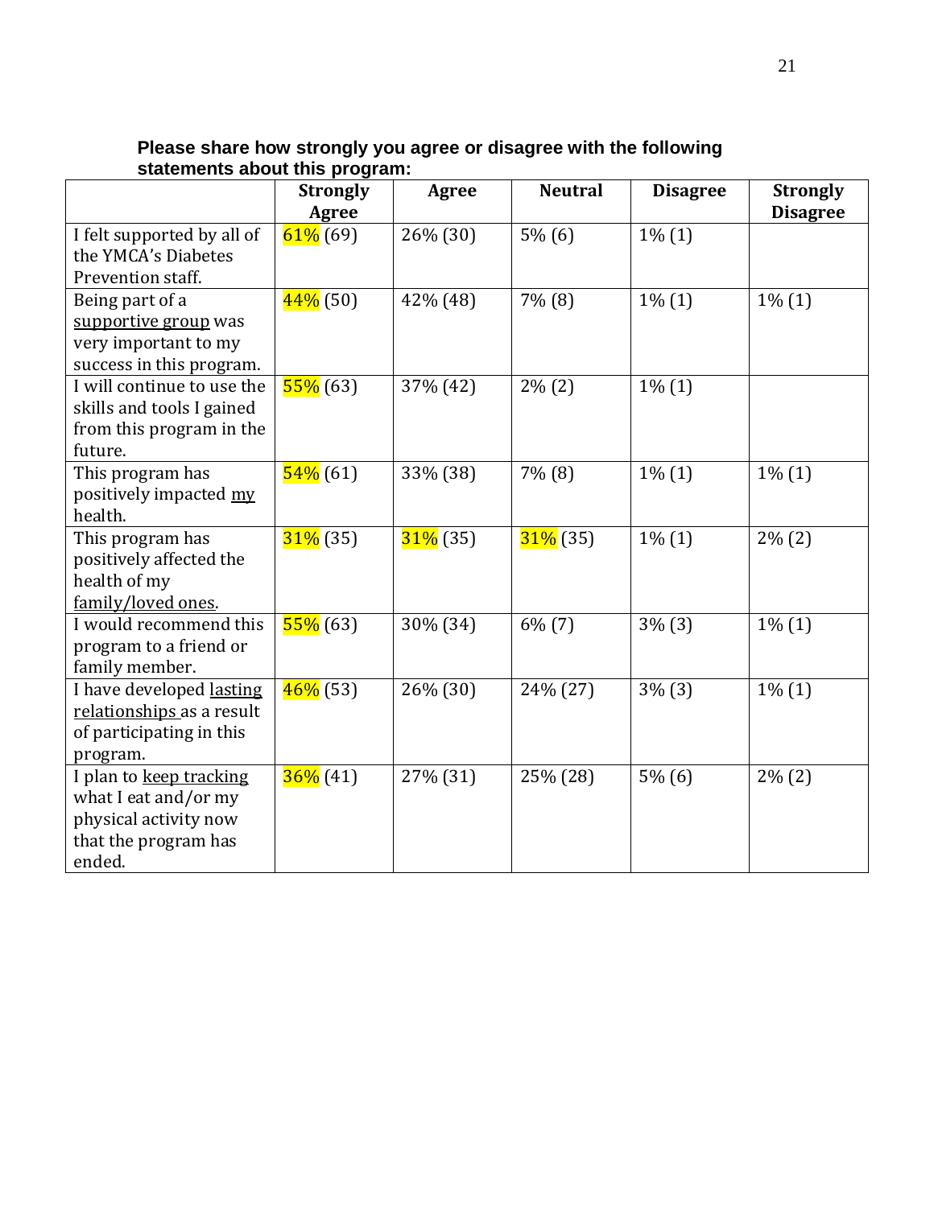**Please share how strongly you agree or disagree with the following statements about this program:**

| | Strongly Agree | Agree | Neutral | Disagree | Strongly Disagree |
|---|---|---|---|---|---|
| I felt supported by all of the YMCA's Diabetes Prevention staff. | 61% (69) | 26% (30) | 5% (6) | 1% (1) | |
| Being part of a supportive group was very important to my success in this program. | 44% (50) | 42% (48) | 7% (8) | 1% (1) | 1% (1) |
| I will continue to use the skills and tools I gained from this program in the future. | 55% (63) | 37% (42) | 2% (2) | 1% (1) | |
| This program has positively impacted my health. | 54% (61) | 33% (38) | 7% (8) | 1% (1) | 1% (1) |
| This program has positively affected the health of my family/loved ones. | 31% (35) | 31% (35) | 31% (35) | 1% (1) | 2% (2) |
| I would recommend this program to a friend or family member. | 55% (63) | 30% (34) | 6% (7) | 3% (3) | 1% (1) |
| I have developed lasting relationships as a result of participating in this program. | 46% (53) | 26% (30) | 24% (27) | 3% (3) | 1% (1) |
| I plan to keep tracking what I eat and/or my physical activity now that the program has ended. | 36% (41) | 27% (31) | 25% (28) | 5% (6) | 2% (2) |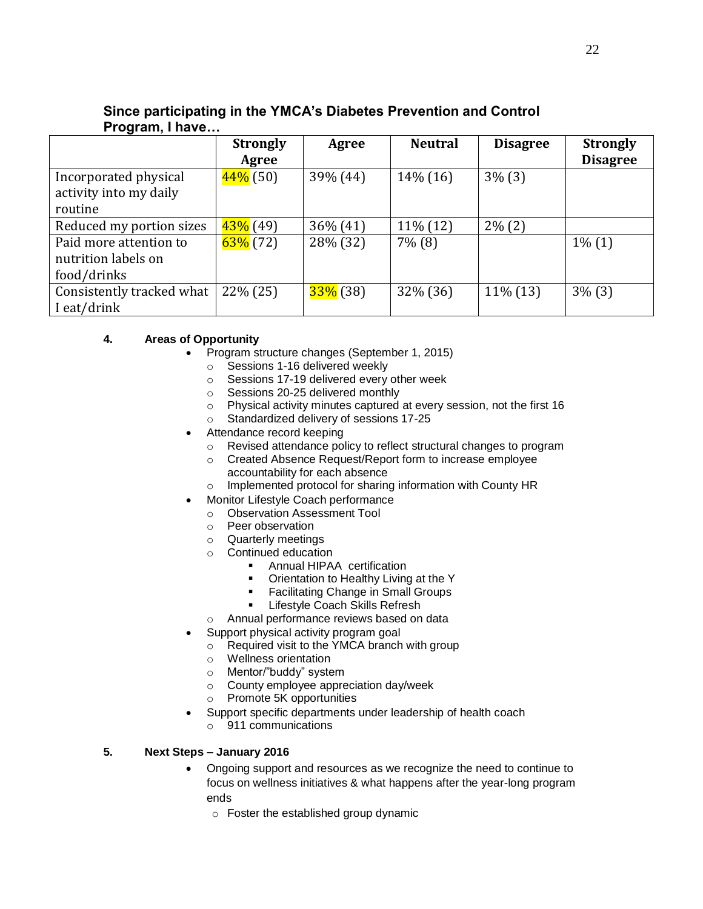**Since participating in the YMCA's Diabetes Prevention and Control Program, I have…**

| | Strongly Agree | Agree | Neutral | Disagree | Strongly Disagree |
|---|---|---|---|---|---|
| Incorporated physical activity into my daily routine | 44% (50) | 39% (44) | 14% (16) | 3% (3) | |
| Reduced my portion sizes | 43% (49) | 36% (41) | 11% (12) | 2% (2) | |
| Paid more attention to nutrition labels on food/drinks | 63% (72) | 28% (32) | 7% (8) | | 1% (1) |
| Consistently tracked what I eat/drink | 22% (25) | 33% (38) | 32% (36) | 11% (13) | 3% (3) |

**4. Areas of Opportunity**

- Program structure changes (September 1, 2015)
  - Sessions 1-16 delivered weekly
  - Sessions 17-19 delivered every other week
  - Sessions 20-25 delivered monthly
  - Physical activity minutes captured at every session, not the first 16
  - Standardized delivery of sessions 17-25
- Attendance record keeping
  - Revised attendance policy to reflect structural changes to program
  - Created Absence Request/Report form to increase employee accountability for each absence
  - Implemented protocol for sharing information with County HR
- Monitor Lifestyle Coach performance
  - Observation Assessment Tool
  - Peer observation
  - Quarterly meetings
  - Continued education
    - Annual HIPAA certification
    - Orientation to Healthy Living at the Y
    - Facilitating Change in Small Groups
    - Lifestyle Coach Skills Refresh
  - Annual performance reviews based on data
- Support physical activity program goal
  - Required visit to the YMCA branch with group
  - Wellness orientation
  - Mentor/"buddy" system
  - County employee appreciation day/week
  - Promote 5K opportunities
- Support specific departments under leadership of health coach
  - 911 communications

**5. Next Steps – January 2016**

- Ongoing support and resources as we recognize the need to continue to focus on wellness initiatives & what happens after the year-long program ends
  - Foster the established group dynamic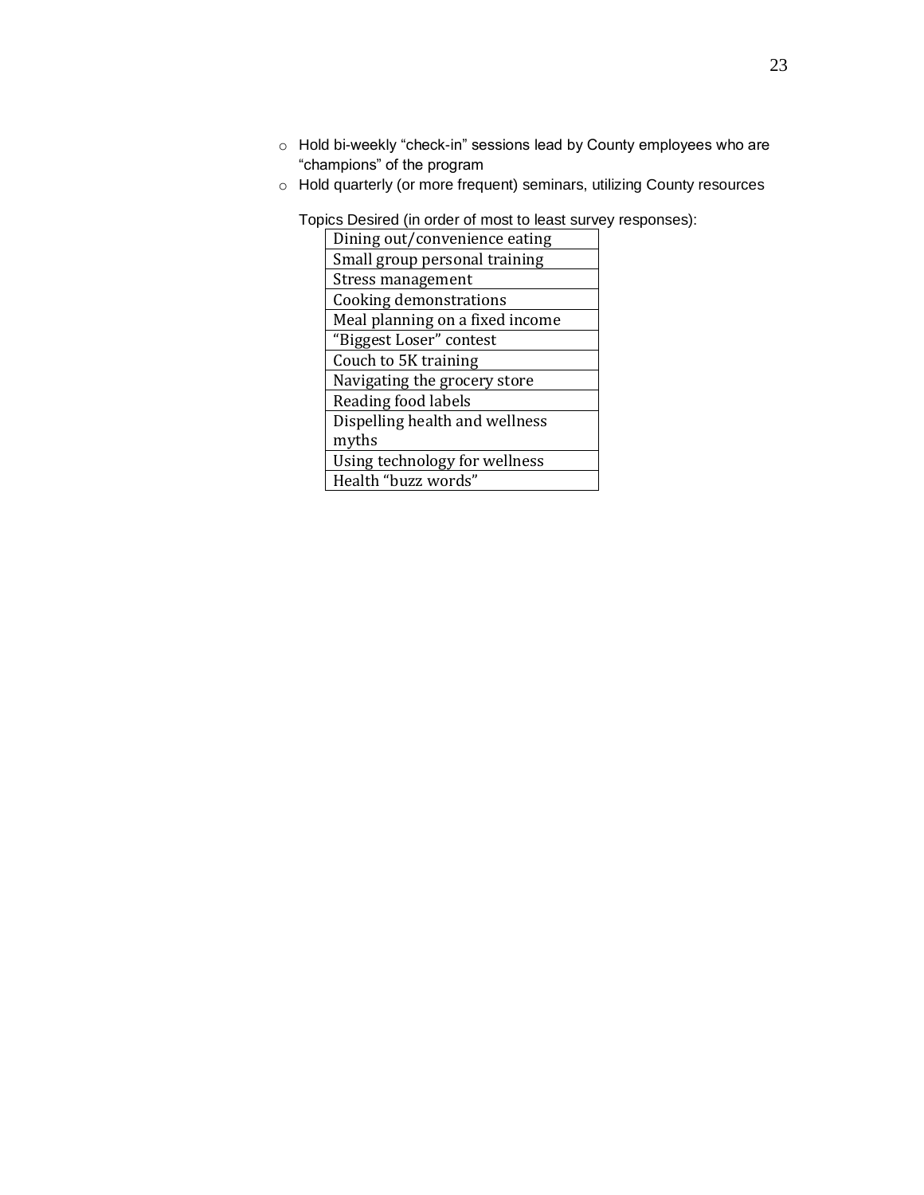- Hold bi-weekly "check-in" sessions lead by County employees who are "champions" of the program
- Hold quarterly (or more frequent) seminars, utilizing County resources

Topics Desired (in order of most to least survey responses):

| Topics Desired |
| --- |
| Dining out/convenience eating |
| Small group personal training |
| Stress management |
| Cooking demonstrations |
| Meal planning on a fixed income |
| "Biggest Loser" contest |
| Couch to 5K training |
| Navigating the grocery store |
| Reading food labels |
| Dispelling health and wellness myths |
| Using technology for wellness |
| Health "buzz words" |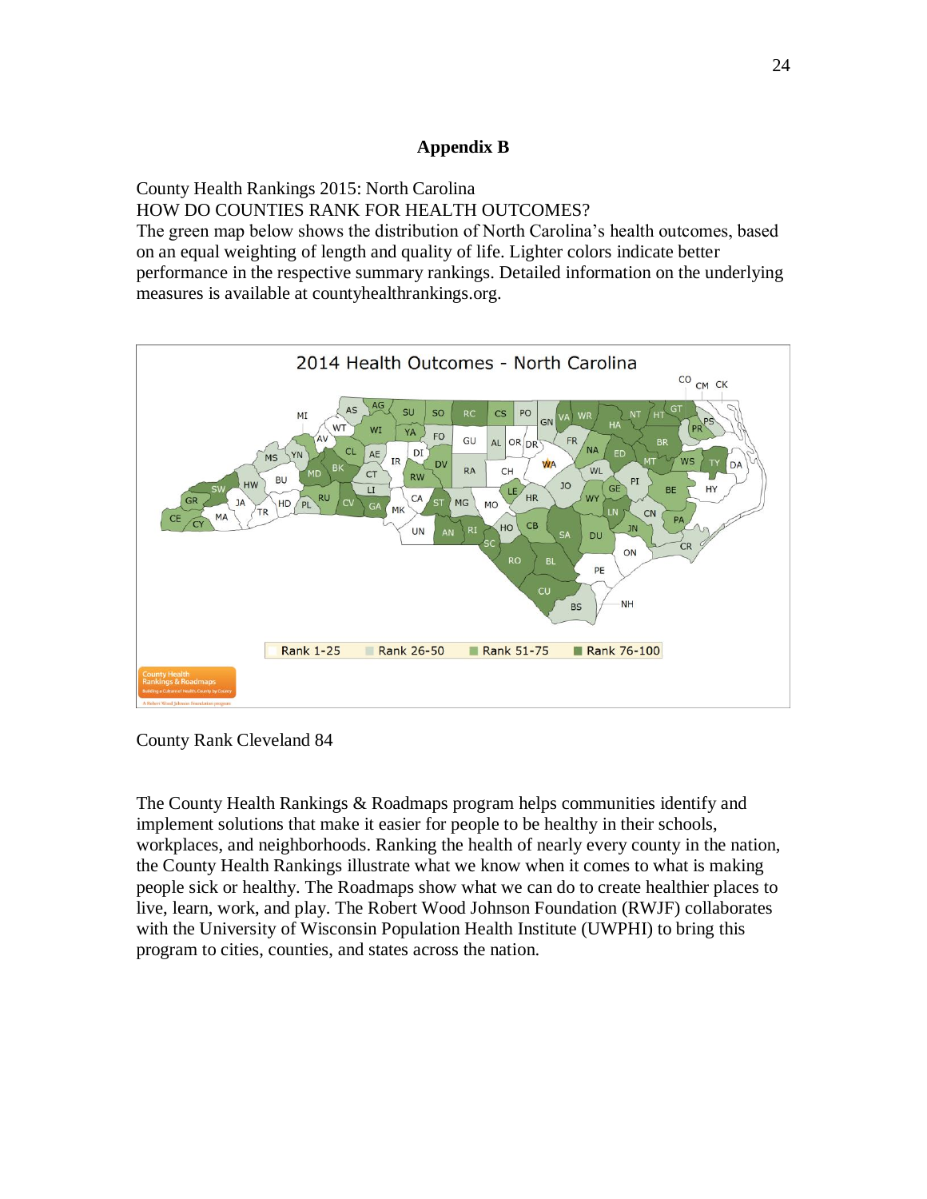## Appendix B

County Health Rankings 2015: North Carolina
HOW DO COUNTIES RANK FOR HEALTH OUTCOMES?
The green map below shows the distribution of North Carolina's health outcomes, based on an equal weighting of length and quality of life. Lighter colors indicate better performance in the respective summary rankings. Detailed information on the underlying measures is available at countyhealthrankings.org.

2014 Health Outcomes - North Carolina

Rank 1-25
Rank 26-50
Rank 51-75
Rank 76-100

County Health Rankings & Roadmaps

County Rank Cleveland 84

The County Health Rankings & Roadmaps program helps communities identify and implement solutions that make it easier for people to be healthy in their schools, workplaces, and neighborhoods. Ranking the health of nearly every county in the nation, the County Health Rankings illustrate what we know when it comes to what is making people sick or healthy. The Roadmaps show what we can do to create healthier places to live, learn, work, and play. The Robert Wood Johnson Foundation (RWJF) collaborates with the University of Wisconsin Population Health Institute (UWPHI) to bring this program to cities, counties, and states across the nation.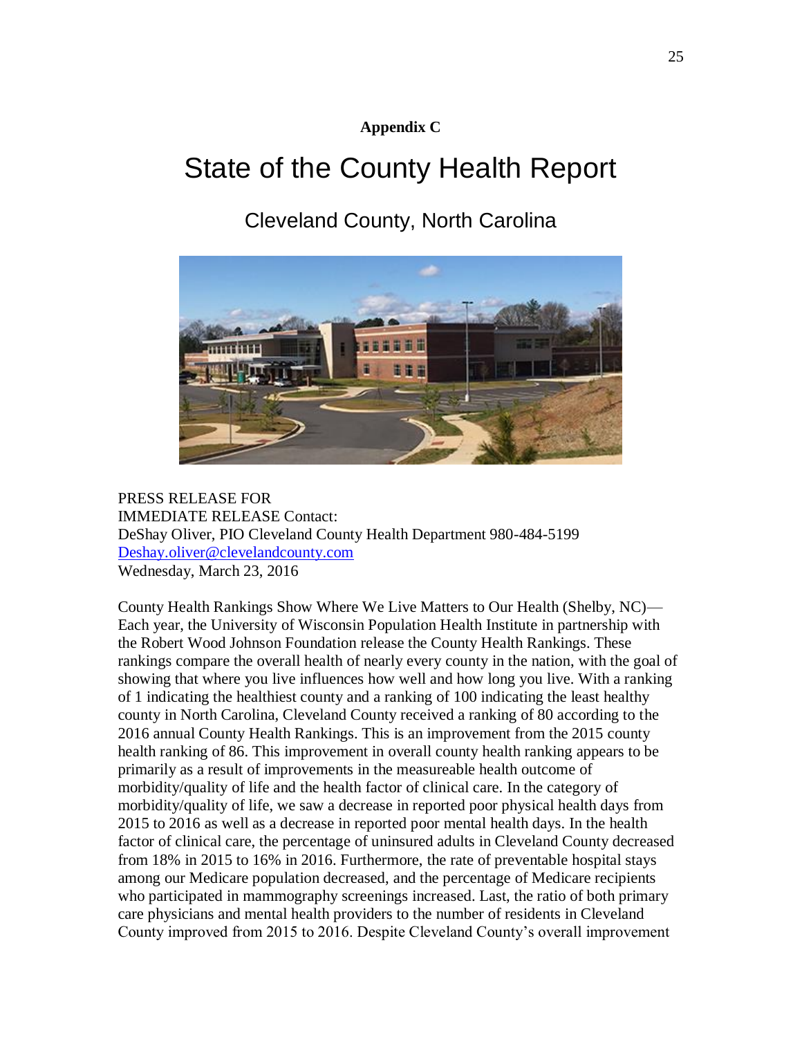**Appendix C**

# State of the County Health Report

## Cleveland County, North Carolina

PRESS RELEASE FOR
IMMEDIATE RELEASE Contact:
DeShay Oliver, PIO Cleveland County Health Department 980-484-5199
Deshay.oliver@clevelandcounty.com
Wednesday, March 23, 2016

County Health Rankings Show Where We Live Matters to Our Health (Shelby, NC)—Each year, the University of Wisconsin Population Health Institute in partnership with the Robert Wood Johnson Foundation release the County Health Rankings. These rankings compare the overall health of nearly every county in the nation, with the goal of showing that where you live influences how well and how long you live. With a ranking of 1 indicating the healthiest county and a ranking of 100 indicating the least healthy county in North Carolina, Cleveland County received a ranking of 80 according to the 2016 annual County Health Rankings. This is an improvement from the 2015 county health ranking of 86. This improvement in overall county health ranking appears to be primarily as a result of improvements in the measureable health outcome of morbidity/quality of life and the health factor of clinical care. In the category of morbidity/quality of life, we saw a decrease in reported poor physical health days from 2015 to 2016 as well as a decrease in reported poor mental health days. In the health factor of clinical care, the percentage of uninsured adults in Cleveland County decreased from 18% in 2015 to 16% in 2016. Furthermore, the rate of preventable hospital stays among our Medicare population decreased, and the percentage of Medicare recipients who participated in mammography screenings increased. Last, the ratio of both primary care physicians and mental health providers to the number of residents in Cleveland County improved from 2015 to 2016. Despite Cleveland County's overall improvement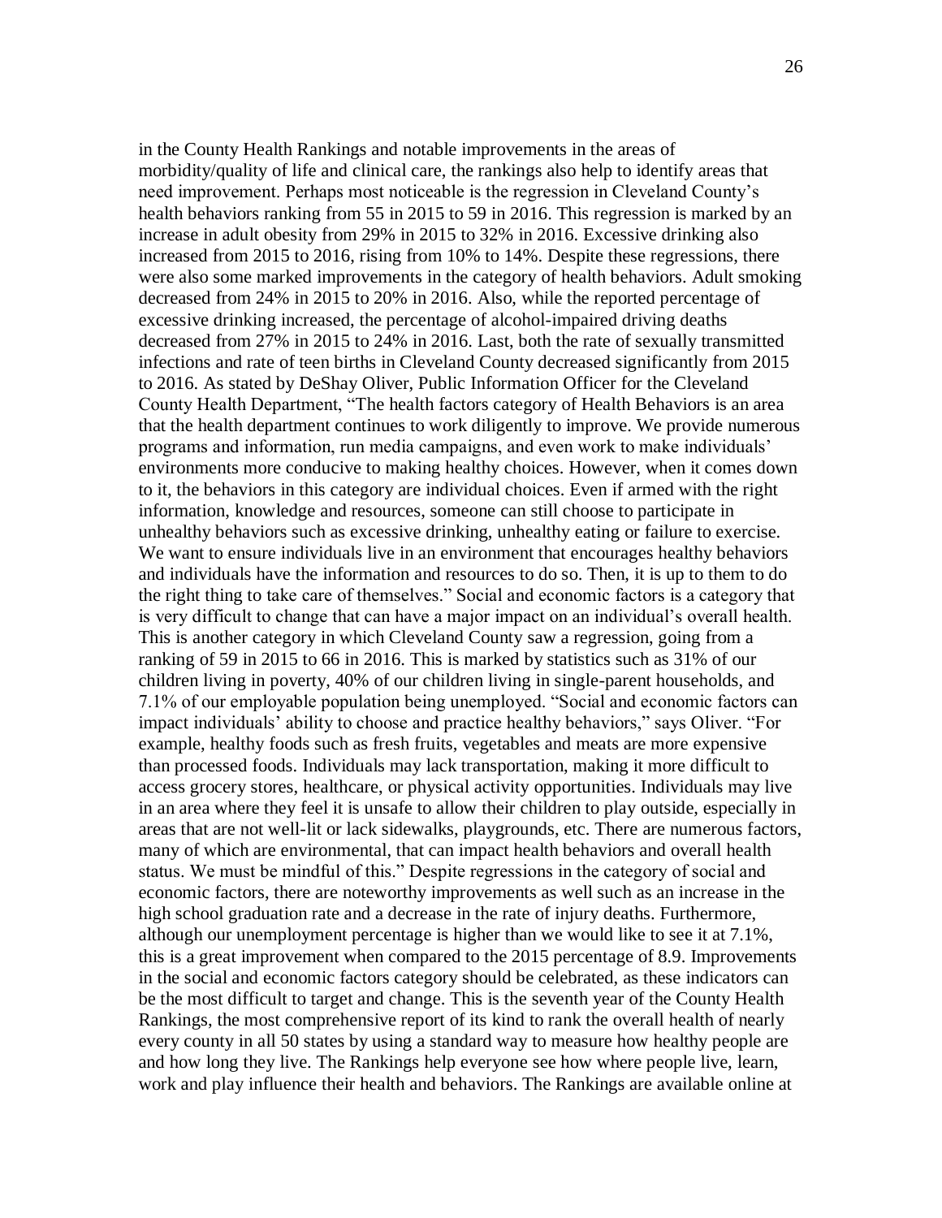in the County Health Rankings and notable improvements in the areas of morbidity/quality of life and clinical care, the rankings also help to identify areas that need improvement. Perhaps most noticeable is the regression in Cleveland County's health behaviors ranking from 55 in 2015 to 59 in 2016. This regression is marked by an increase in adult obesity from 29% in 2015 to 32% in 2016. Excessive drinking also increased from 2015 to 2016, rising from 10% to 14%. Despite these regressions, there were also some marked improvements in the category of health behaviors. Adult smoking decreased from 24% in 2015 to 20% in 2016. Also, while the reported percentage of excessive drinking increased, the percentage of alcohol-impaired driving deaths decreased from 27% in 2015 to 24% in 2016. Last, both the rate of sexually transmitted infections and rate of teen births in Cleveland County decreased significantly from 2015 to 2016. As stated by DeShay Oliver, Public Information Officer for the Cleveland County Health Department, "The health factors category of Health Behaviors is an area that the health department continues to work diligently to improve. We provide numerous programs and information, run media campaigns, and even work to make individuals' environments more conducive to making healthy choices. However, when it comes down to it, the behaviors in this category are individual choices. Even if armed with the right information, knowledge and resources, someone can still choose to participate in unhealthy behaviors such as excessive drinking, unhealthy eating or failure to exercise. We want to ensure individuals live in an environment that encourages healthy behaviors and individuals have the information and resources to do so. Then, it is up to them to do the right thing to take care of themselves." Social and economic factors is a category that is very difficult to change that can have a major impact on an individual's overall health. This is another category in which Cleveland County saw a regression, going from a ranking of 59 in 2015 to 66 in 2016. This is marked by statistics such as 31% of our children living in poverty, 40% of our children living in single-parent households, and 7.1% of our employable population being unemployed. "Social and economic factors can impact individuals' ability to choose and practice healthy behaviors," says Oliver. "For example, healthy foods such as fresh fruits, vegetables and meats are more expensive than processed foods. Individuals may lack transportation, making it more difficult to access grocery stores, healthcare, or physical activity opportunities. Individuals may live in an area where they feel it is unsafe to allow their children to play outside, especially in areas that are not well-lit or lack sidewalks, playgrounds, etc. There are numerous factors, many of which are environmental, that can impact health behaviors and overall health status. We must be mindful of this." Despite regressions in the category of social and economic factors, there are noteworthy improvements as well such as an increase in the high school graduation rate and a decrease in the rate of injury deaths. Furthermore, although our unemployment percentage is higher than we would like to see it at 7.1%, this is a great improvement when compared to the 2015 percentage of 8.9. Improvements in the social and economic factors category should be celebrated, as these indicators can be the most difficult to target and change. This is the seventh year of the County Health Rankings, the most comprehensive report of its kind to rank the overall health of nearly every county in all 50 states by using a standard way to measure how healthy people are and how long they live. The Rankings help everyone see how where people live, learn, work and play influence their health and behaviors. The Rankings are available online at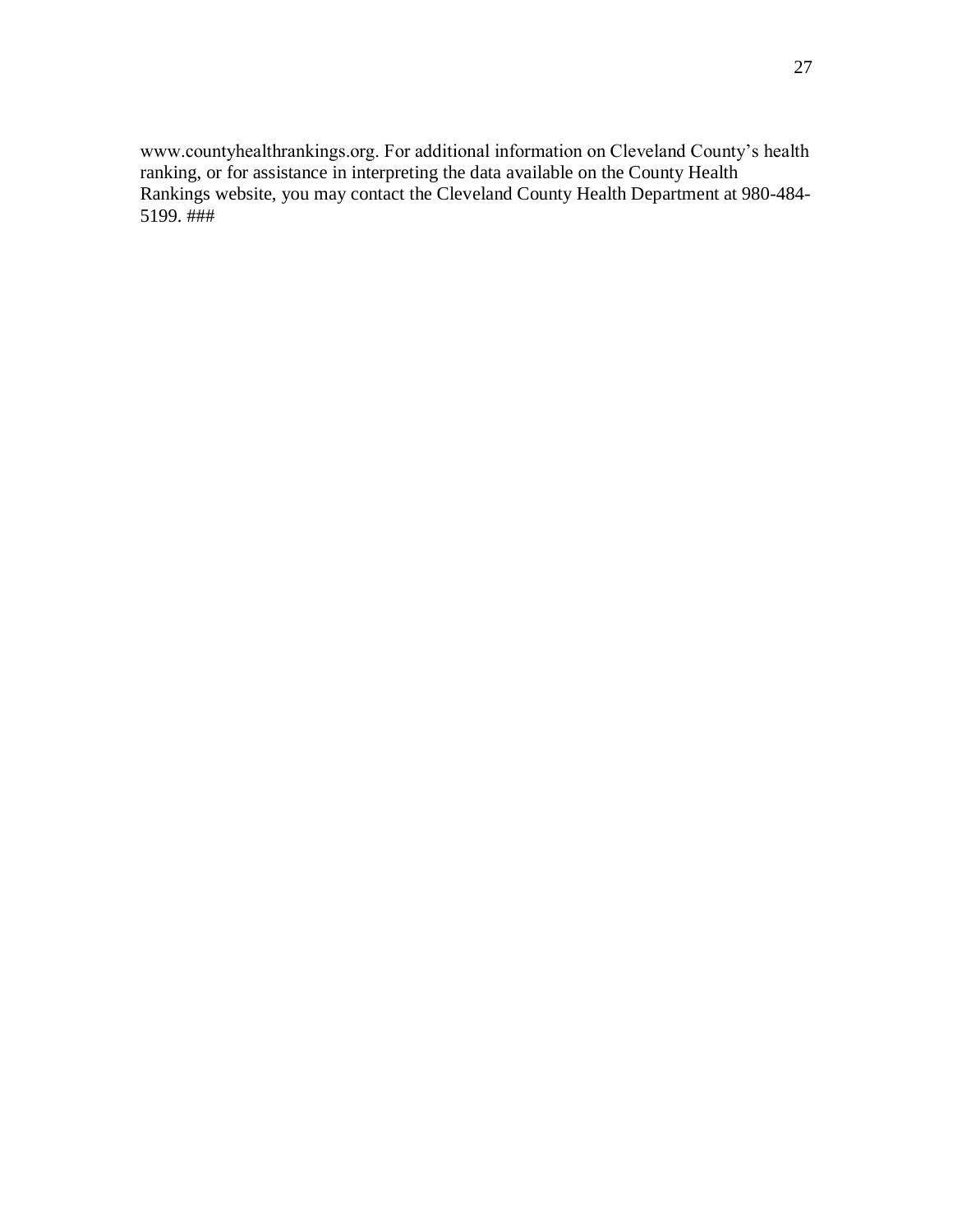www.countyhealthrankings.org. For additional information on Cleveland County's health ranking, or for assistance in interpreting the data available on the County Health Rankings website, you may contact the Cleveland County Health Department at 980-484-5199. ###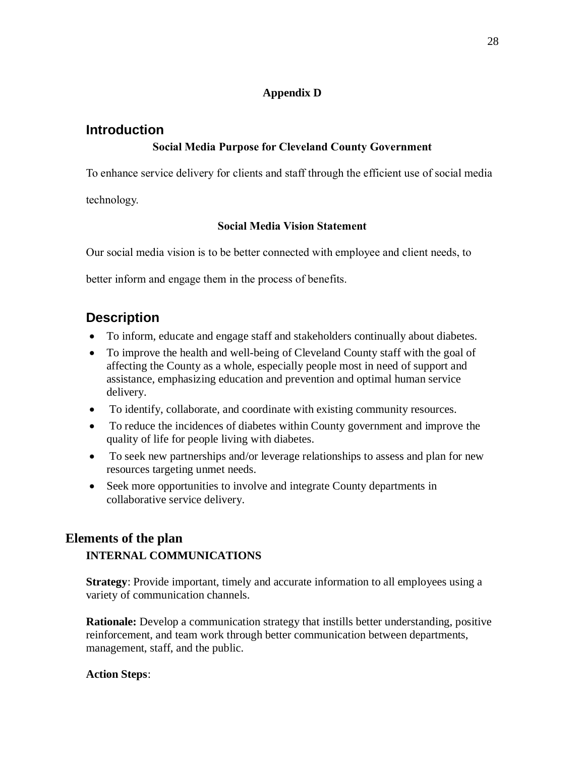# Appendix D

## Introduction

### Social Media Purpose for Cleveland County Government

To enhance service delivery for clients and staff through the efficient use of social media technology.

### Social Media Vision Statement

Our social media vision is to be better connected with employee and client needs, to better inform and engage them in the process of benefits.

## Description

- To inform, educate and engage staff and stakeholders continually about diabetes.
- To improve the health and well-being of Cleveland County staff with the goal of affecting the County as a whole, especially people most in need of support and assistance, emphasizing education and prevention and optimal human service delivery.
- To identify, collaborate, and coordinate with existing community resources.
- To reduce the incidences of diabetes within County government and improve the quality of life for people living with diabetes.
- To seek new partnerships and/or leverage relationships to assess and plan for new resources targeting unmet needs.
- Seek more opportunities to involve and integrate County departments in collaborative service delivery.

## Elements of the plan

### INTERNAL COMMUNICATIONS

**Strategy**: Provide important, timely and accurate information to all employees using a variety of communication channels.

**Rationale:** Develop a communication strategy that instills better understanding, positive reinforcement, and team work through better communication between departments, management, staff, and the public.

**Action Steps**: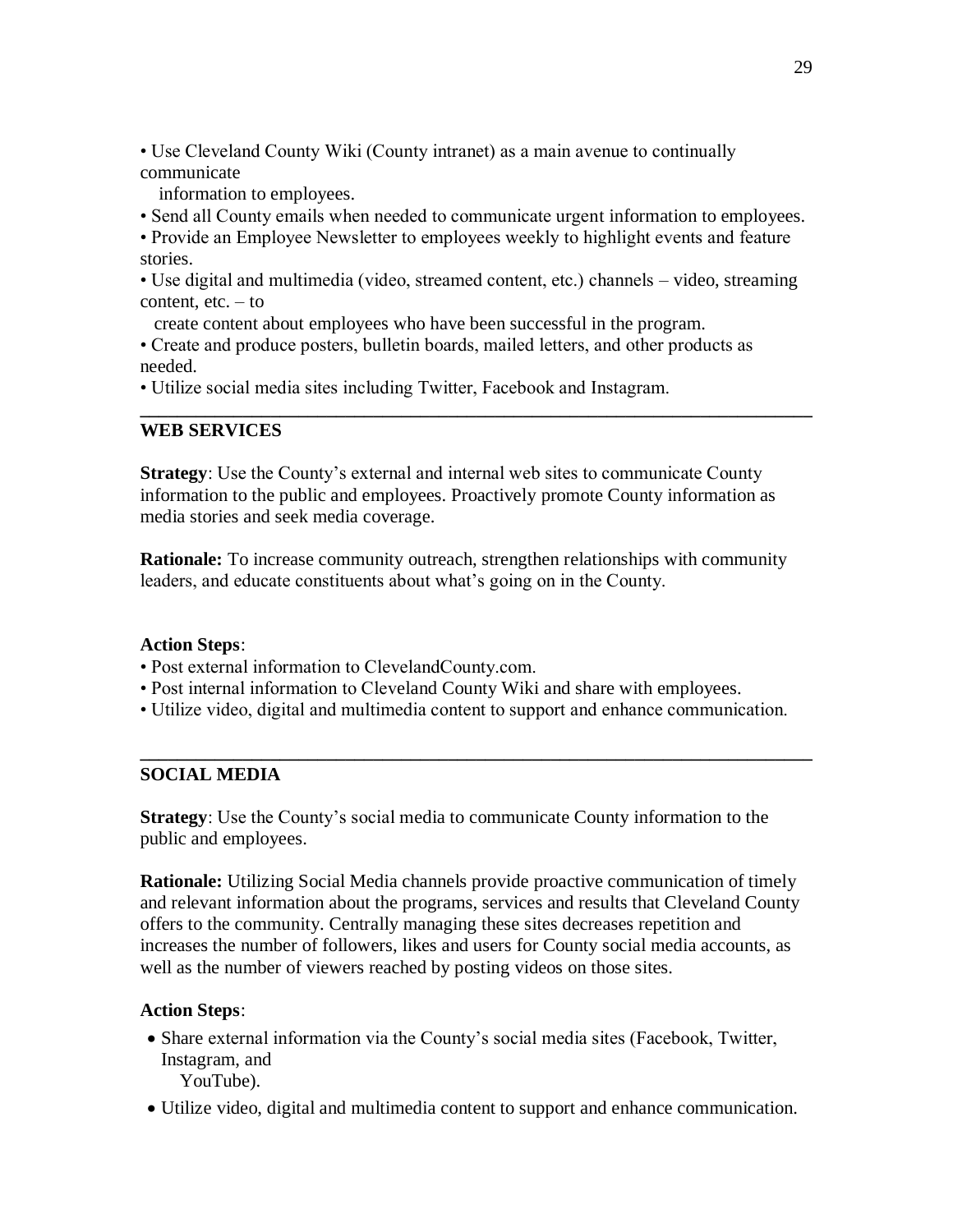- Use Cleveland County Wiki (County intranet) as a main avenue to continually communicate information to employees.
- Send all County emails when needed to communicate urgent information to employees.
- Provide an Employee Newsletter to employees weekly to highlight events and feature stories.
- Use digital and multimedia (video, streamed content, etc.) channels – video, streaming content, etc. – to create content about employees who have been successful in the program.
- Create and produce posters, bulletin boards, mailed letters, and other products as needed.
- Utilize social media sites including Twitter, Facebook and Instagram.

---

## WEB SERVICES

**Strategy**: Use the County's external and internal web sites to communicate County information to the public and employees. Proactively promote County information as media stories and seek media coverage.

**Rationale:** To increase community outreach, strengthen relationships with community leaders, and educate constituents about what's going on in the County.

**Action Steps**:

- Post external information to ClevelandCounty.com.
- Post internal information to Cleveland County Wiki and share with employees.
- Utilize video, digital and multimedia content to support and enhance communication.

---

## SOCIAL MEDIA

**Strategy**: Use the County's social media to communicate County information to the public and employees.

**Rationale:** Utilizing Social Media channels provide proactive communication of timely and relevant information about the programs, services and results that Cleveland County offers to the community. Centrally managing these sites decreases repetition and increases the number of followers, likes and users for County social media accounts, as well as the number of viewers reached by posting videos on those sites.

**Action Steps**:

- Share external information via the County's social media sites (Facebook, Twitter, Instagram, and YouTube).
- Utilize video, digital and multimedia content to support and enhance communication.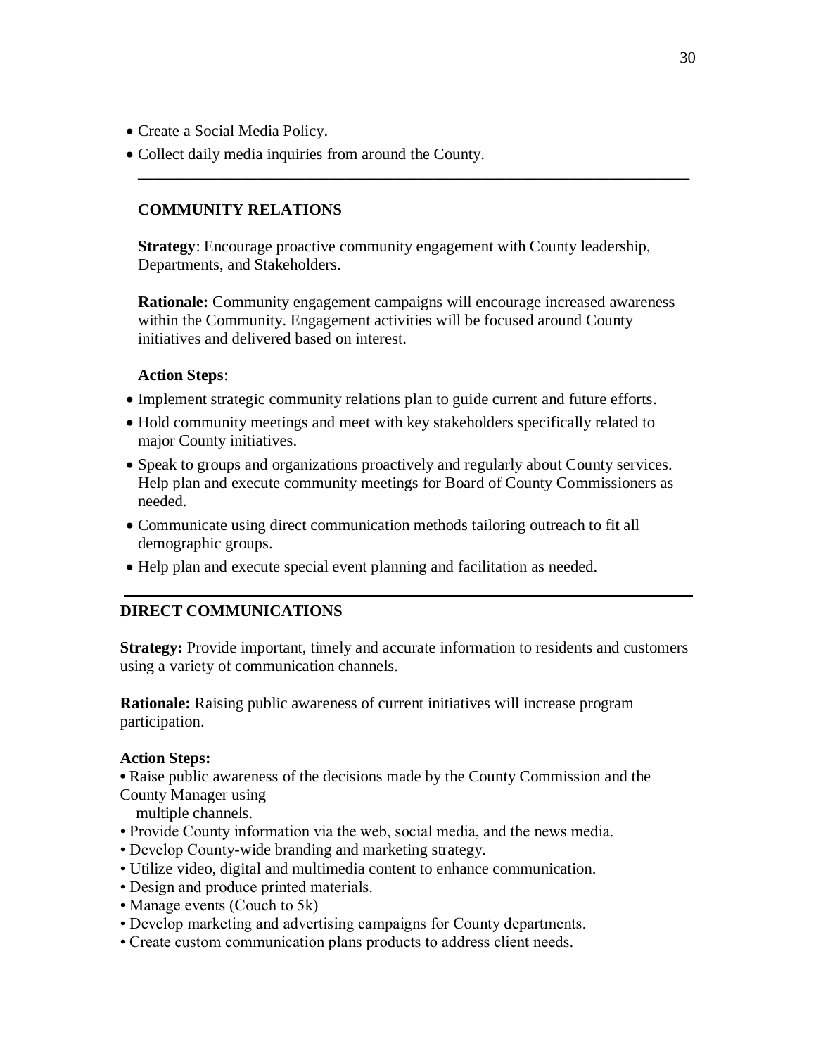- Create a Social Media Policy.
- Collect daily media inquiries from around the County.

---

## COMMUNITY RELATIONS

**Strategy**: Encourage proactive community engagement with County leadership, Departments, and Stakeholders.

**Rationale:** Community engagement campaigns will encourage increased awareness within the Community. Engagement activities will be focused around County initiatives and delivered based on interest.

**Action Steps**:

- Implement strategic community relations plan to guide current and future efforts.
- Hold community meetings and meet with key stakeholders specifically related to major County initiatives.
- Speak to groups and organizations proactively and regularly about County services. Help plan and execute community meetings for Board of County Commissioners as needed.
- Communicate using direct communication methods tailoring outreach to fit all demographic groups.
- Help plan and execute special event planning and facilitation as needed.

---

## DIRECT COMMUNICATIONS

**Strategy:** Provide important, timely and accurate information to residents and customers using a variety of communication channels.

**Rationale:** Raising public awareness of current initiatives will increase program participation.

**Action Steps:**

- Raise public awareness of the decisions made by the County Commission and the County Manager using multiple channels.
- Provide County information via the web, social media, and the news media.
- Develop County-wide branding and marketing strategy.
- Utilize video, digital and multimedia content to enhance communication.
- Design and produce printed materials.
- Manage events (Couch to 5k)
- Develop marketing and advertising campaigns for County departments.
- Create custom communication plans products to address client needs.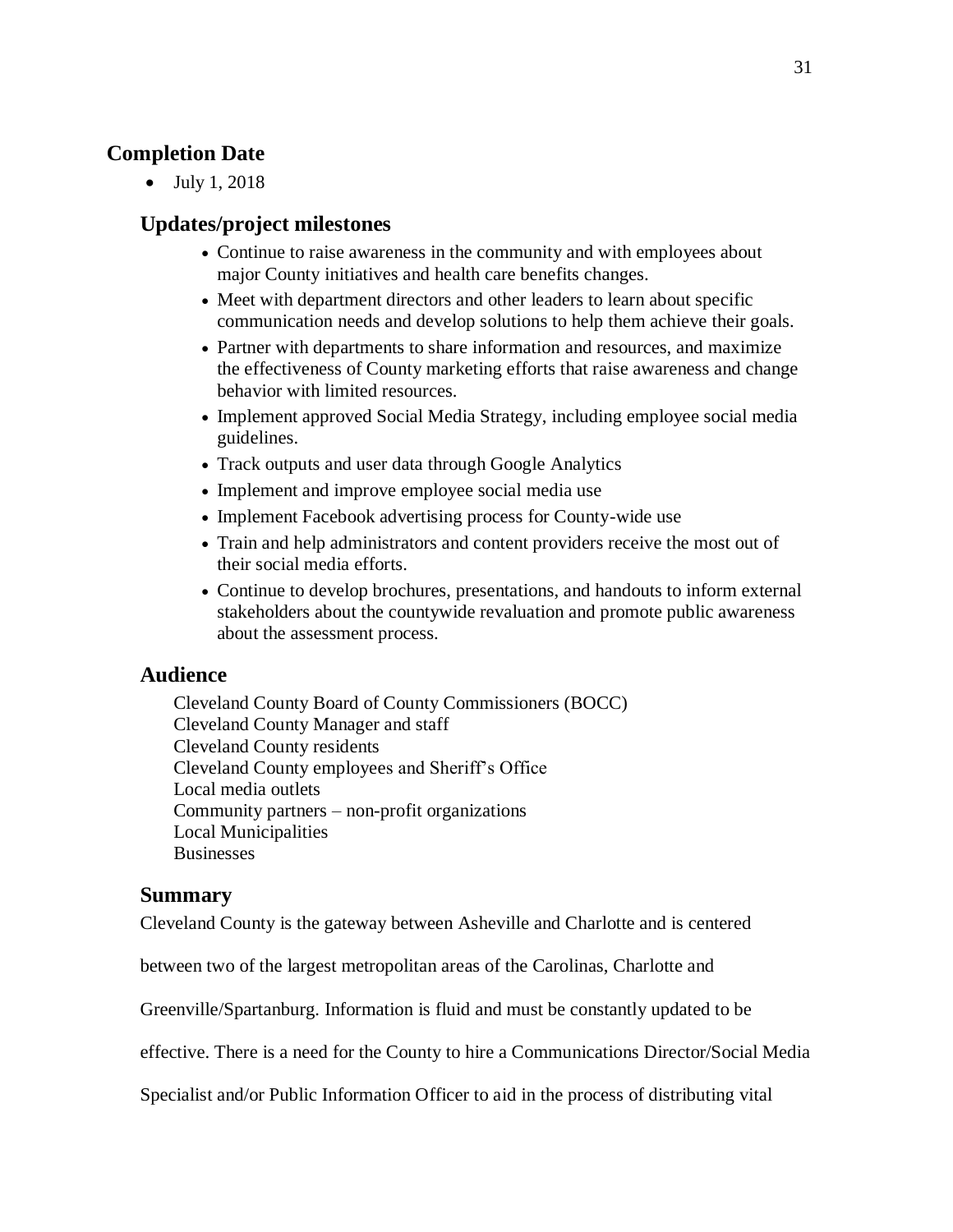## Completion Date

- July 1, 2018

### Updates/project milestones

- Continue to raise awareness in the community and with employees about major County initiatives and health care benefits changes.
- Meet with department directors and other leaders to learn about specific communication needs and develop solutions to help them achieve their goals.
- Partner with departments to share information and resources, and maximize the effectiveness of County marketing efforts that raise awareness and change behavior with limited resources.
- Implement approved Social Media Strategy, including employee social media guidelines.
- Track outputs and user data through Google Analytics
- Implement and improve employee social media use
- Implement Facebook advertising process for County-wide use
- Train and help administrators and content providers receive the most out of their social media efforts.
- Continue to develop brochures, presentations, and handouts to inform external stakeholders about the countywide revaluation and promote public awareness about the assessment process.

### Audience

Cleveland County Board of County Commissioners (BOCC)
Cleveland County Manager and staff
Cleveland County residents
Cleveland County employees and Sheriff's Office
Local media outlets
Community partners – non-profit organizations
Local Municipalities
Businesses

### Summary

Cleveland County is the gateway between Asheville and Charlotte and is centered between two of the largest metropolitan areas of the Carolinas, Charlotte and Greenville/Spartanburg. Information is fluid and must be constantly updated to be effective. There is a need for the County to hire a Communications Director/Social Media Specialist and/or Public Information Officer to aid in the process of distributing vital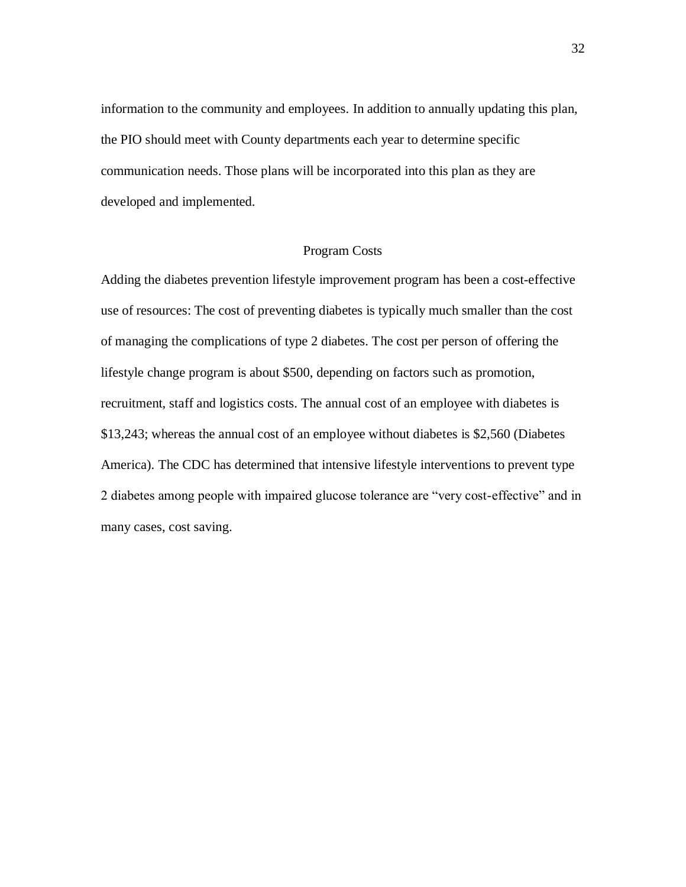information to the community and employees. In addition to annually updating this plan, the PIO should meet with County departments each year to determine specific communication needs. Those plans will be incorporated into this plan as they are developed and implemented.

## Program Costs

Adding the diabetes prevention lifestyle improvement program has been a cost-effective use of resources: The cost of preventing diabetes is typically much smaller than the cost of managing the complications of type 2 diabetes. The cost per person of offering the lifestyle change program is about $500, depending on factors such as promotion, recruitment, staff and logistics costs. The annual cost of an employee with diabetes is $13,243; whereas the annual cost of an employee without diabetes is $2,560 (Diabetes America). The CDC has determined that intensive lifestyle interventions to prevent type 2 diabetes among people with impaired glucose tolerance are "very cost-effective" and in many cases, cost saving.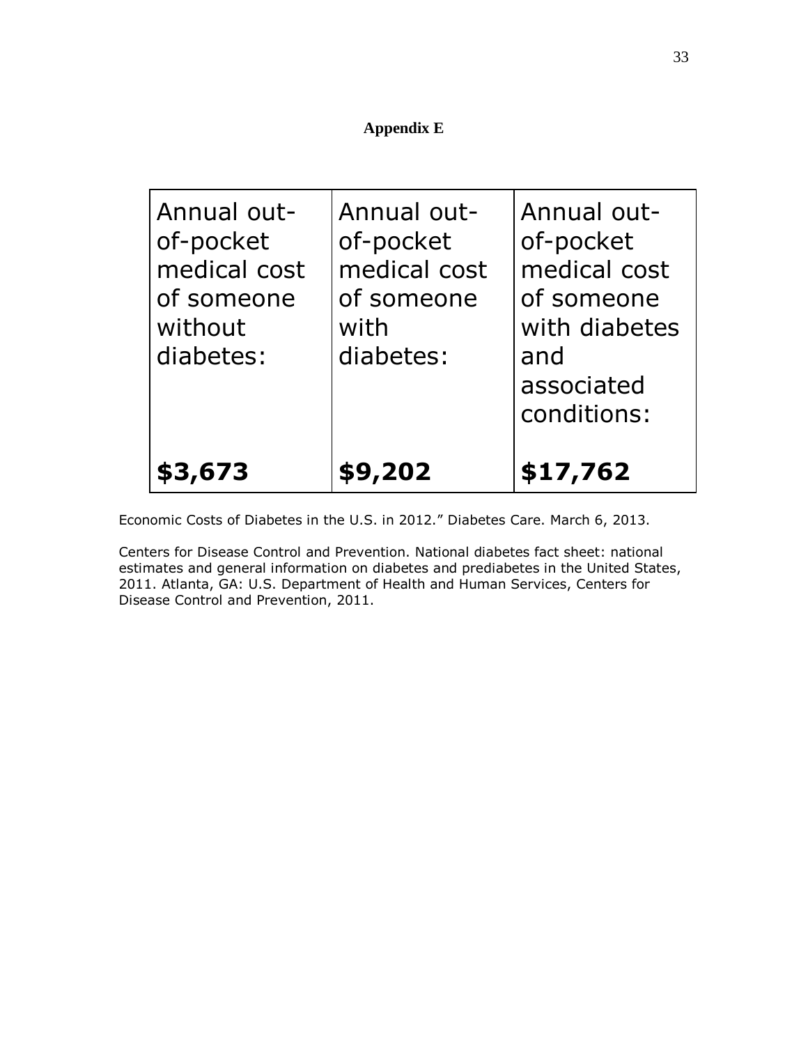## Appendix E

| Annual out-of-pocket medical cost of someone without diabetes: | Annual out-of-pocket medical cost of someone with diabetes: | Annual out-of-pocket medical cost of someone with diabetes and associated conditions: |
|---|---|---|
| **$3,673** | **$9,202** | **$17,762** |

Economic Costs of Diabetes in the U.S. in 2012." Diabetes Care. March 6, 2013.

Centers for Disease Control and Prevention. National diabetes fact sheet: national estimates and general information on diabetes and prediabetes in the United States, 2011. Atlanta, GA: U.S. Department of Health and Human Services, Centers for Disease Control and Prevention, 2011.